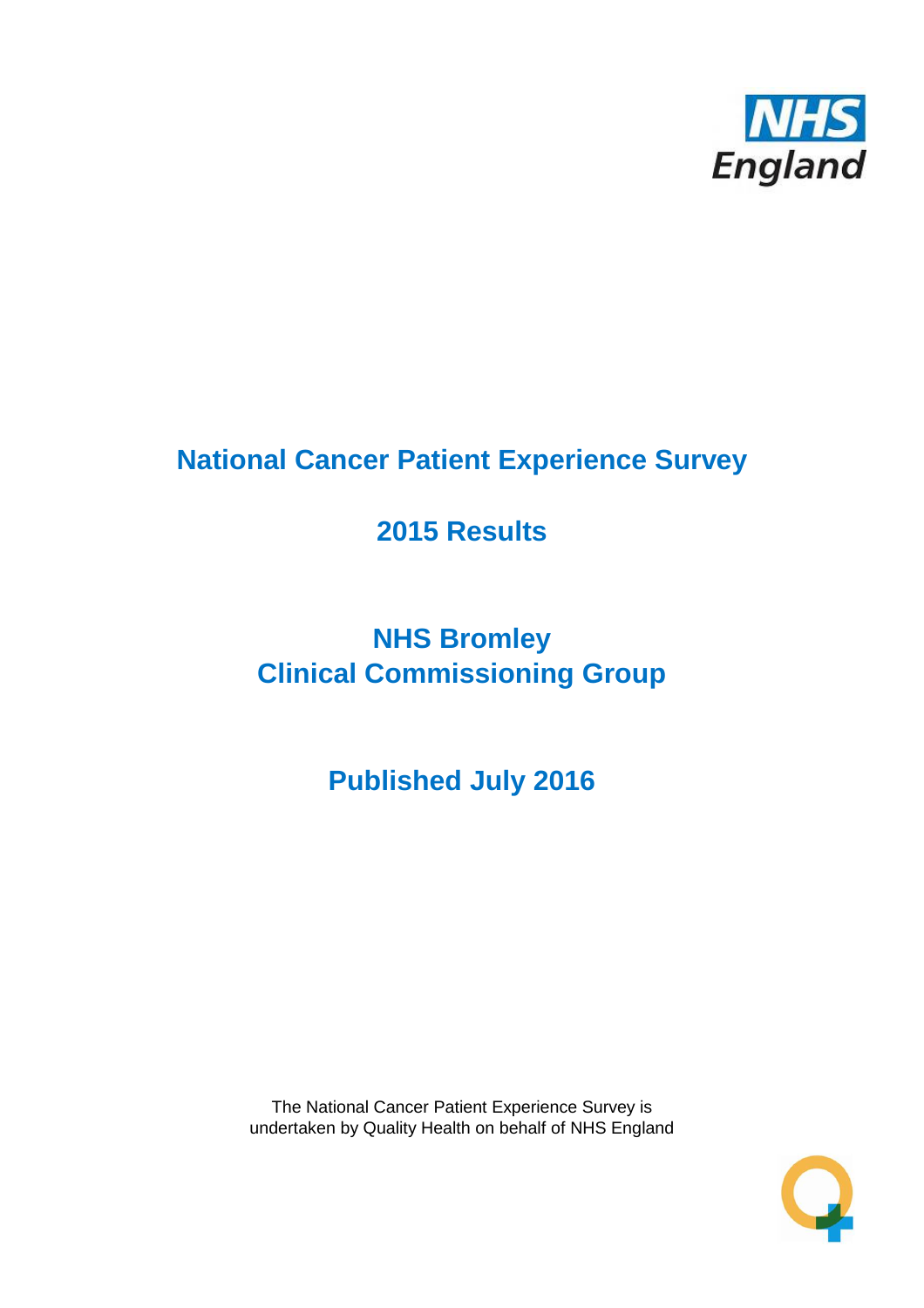# National Cancer Patient Experience Survey

## 2015 Results

## NHS Bromley
## Clinical Commissioning Group

## Published July 2016

The National Cancer Patient Experience Survey is undertaken by Quality Health on behalf of NHS England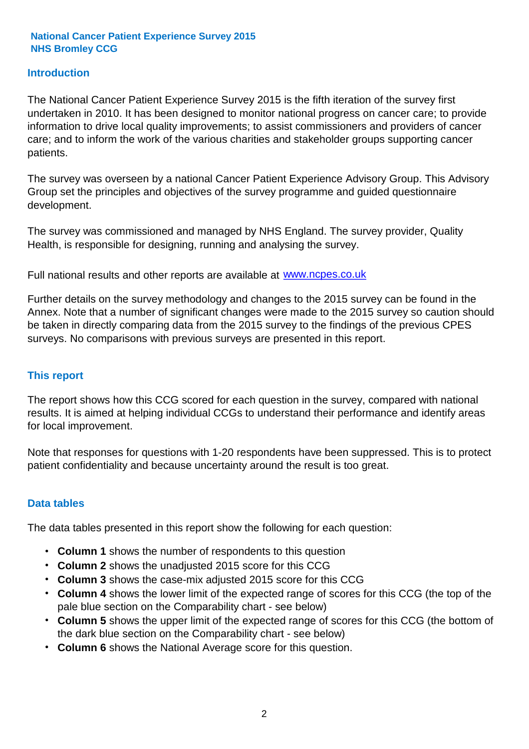**National Cancer Patient Experience Survey 2015**
**NHS Bromley CCG**

## Introduction

The National Cancer Patient Experience Survey 2015 is the fifth iteration of the survey first undertaken in 2010. It has been designed to monitor national progress on cancer care; to provide information to drive local quality improvements; to assist commissioners and providers of cancer care; and to inform the work of the various charities and stakeholder groups supporting cancer patients.

The survey was overseen by a national Cancer Patient Experience Advisory Group. This Advisory Group set the principles and objectives of the survey programme and guided questionnaire development.

The survey was commissioned and managed by NHS England. The survey provider, Quality Health, is responsible for designing, running and analysing the survey.

Full national results and other reports are available at [www.ncpes.co.uk](http://www.ncpes.co.uk)

Further details on the survey methodology and changes to the 2015 survey can be found in the Annex. Note that a number of significant changes were made to the 2015 survey so caution should be taken in directly comparing data from the 2015 survey to the findings of the previous CPES surveys. No comparisons with previous surveys are presented in this report.

## This report

The report shows how this CCG scored for each question in the survey, compared with national results. It is aimed at helping individual CCGs to understand their performance and identify areas for local improvement.

Note that responses for questions with 1-20 respondents have been suppressed. This is to protect patient confidentiality and because uncertainty around the result is too great.

## Data tables

The data tables presented in this report show the following for each question:

- **Column 1** shows the number of respondents to this question
- **Column 2** shows the unadjusted 2015 score for this CCG
- **Column 3** shows the case-mix adjusted 2015 score for this CCG
- **Column 4** shows the lower limit of the expected range of scores for this CCG (the top of the pale blue section on the Comparability chart - see below)
- **Column 5** shows the upper limit of the expected range of scores for this CCG (the bottom of the dark blue section on the Comparability chart - see below)
- **Column 6** shows the National Average score for this question.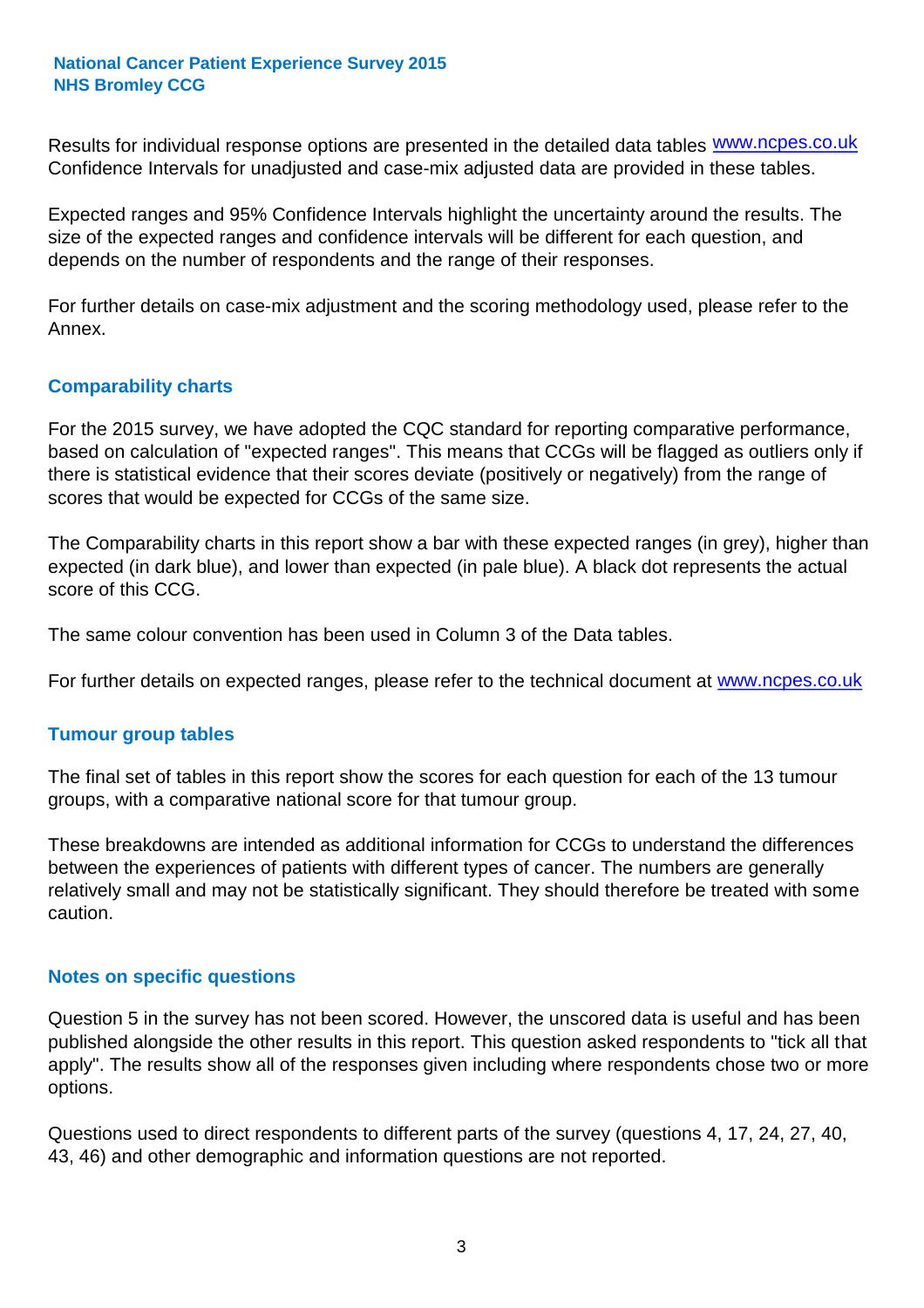Results for individual response options are presented in the detailed data tables www.ncpes.co.uk Confidence Intervals for unadjusted and case-mix adjusted data are provided in these tables.

Expected ranges and 95% Confidence Intervals highlight the uncertainty around the results. The size of the expected ranges and confidence intervals will be different for each question, and depends on the number of respondents and the range of their responses.

For further details on case-mix adjustment and the scoring methodology used, please refer to the Annex.

## Comparability charts

For the 2015 survey, we have adopted the CQC standard for reporting comparative performance, based on calculation of "expected ranges". This means that CCGs will be flagged as outliers only if there is statistical evidence that their scores deviate (positively or negatively) from the range of scores that would be expected for CCGs of the same size.

The Comparability charts in this report show a bar with these expected ranges (in grey), higher than expected (in dark blue), and lower than expected (in pale blue). A black dot represents the actual score of this CCG.

The same colour convention has been used in Column 3 of the Data tables.

For further details on expected ranges, please refer to the technical document at www.ncpes.co.uk

## Tumour group tables

The final set of tables in this report show the scores for each question for each of the 13 tumour groups, with a comparative national score for that tumour group.

These breakdowns are intended as additional information for CCGs to understand the differences between the experiences of patients with different types of cancer. The numbers are generally relatively small and may not be statistically significant. They should therefore be treated with some caution.

## Notes on specific questions

Question 5 in the survey has not been scored. However, the unscored data is useful and has been published alongside the other results in this report. This question asked respondents to "tick all that apply". The results show all of the responses given including where respondents chose two or more options.

Questions used to direct respondents to different parts of the survey (questions 4, 17, 24, 27, 40, 43, 46) and other demographic and information questions are not reported.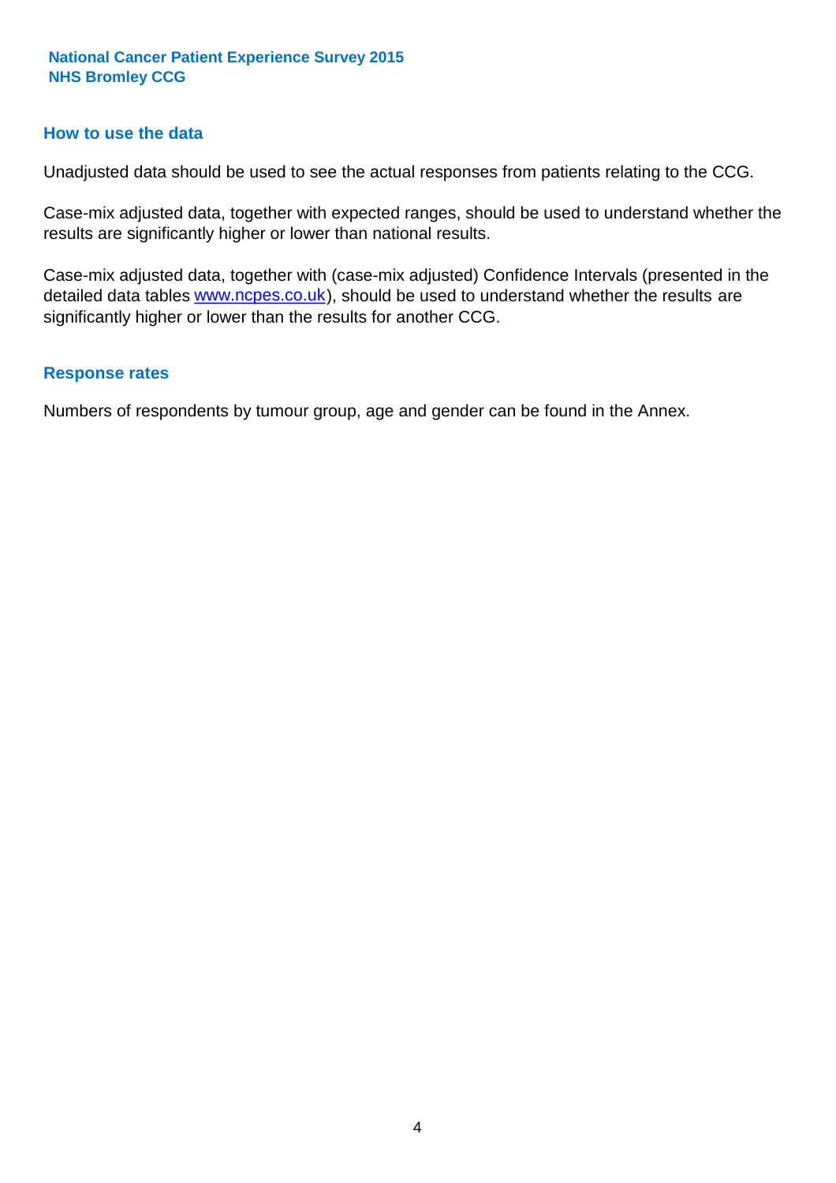## How to use the data

Unadjusted data should be used to see the actual responses from patients relating to the CCG.

Case-mix adjusted data, together with expected ranges, should be used to understand whether the results are significantly higher or lower than national results.

Case-mix adjusted data, together with (case-mix adjusted) Confidence Intervals (presented in the detailed data tables www.ncpes.co.uk), should be used to understand whether the results are significantly higher or lower than the results for another CCG.

## Response rates

Numbers of respondents by tumour group, age and gender can be found in the Annex.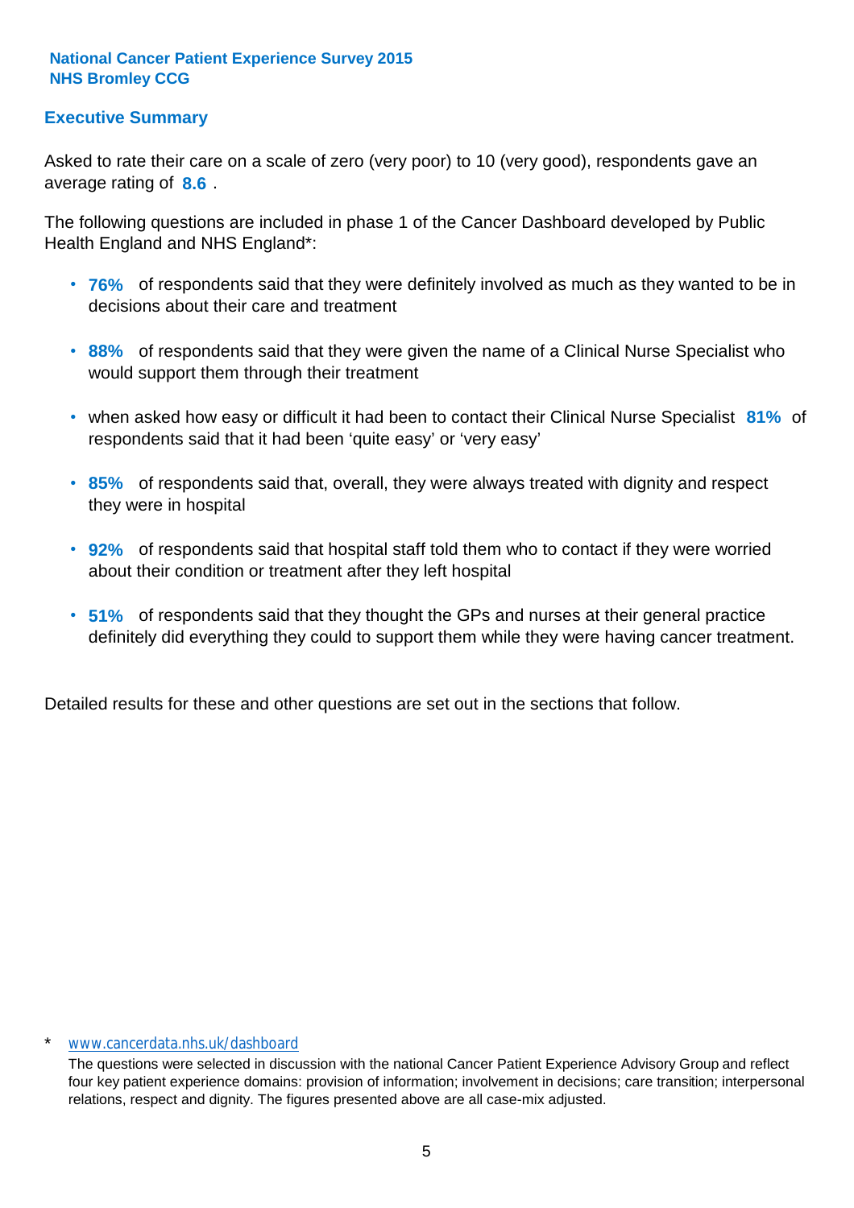**National Cancer Patient Experience Survey 2015**
**NHS Bromley CCG**

## Executive Summary

Asked to rate their care on a scale of zero (very poor) to 10 (very good), respondents gave an average rating of **8.6** .

The following questions are included in phase 1 of the Cancer Dashboard developed by Public Health England and NHS England*:

- **76%** of respondents said that they were definitely involved as much as they wanted to be in decisions about their care and treatment
- **88%** of respondents said that they were given the name of a Clinical Nurse Specialist who would support them through their treatment
- when asked how easy or difficult it had been to contact their Clinical Nurse Specialist **81%** of respondents said that it had been 'quite easy' or 'very easy'
- **85%** of respondents said that, overall, they were always treated with dignity and respect they were in hospital
- **92%** of respondents said that hospital staff told them who to contact if they were worried about their condition or treatment after they left hospital
- **51%** of respondents said that they thought the GPs and nurses at their general practice definitely did everything they could to support them while they were having cancer treatment.

Detailed results for these and other questions are set out in the sections that follow.

\* www.cancerdata.nhs.uk/dashboard

The questions were selected in discussion with the national Cancer Patient Experience Advisory Group and reflect four key patient experience domains: provision of information; involvement in decisions; care transition; interpersonal relations, respect and dignity. The figures presented above are all case-mix adjusted.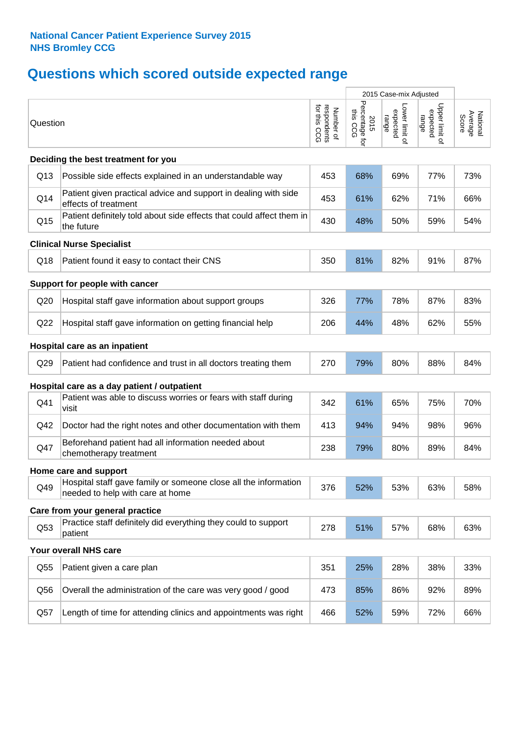**National Cancer Patient Experience Survey 2015**
**NHS Bromley CCG**

# Questions which scored outside expected range

| | Question | Number of respondents for this CCG | 2015 Case-mix Adjusted | | | National Average Score |
|---|---|---|---|---|---|---|
| | | | 2015 Percentage for this CCG | Lower limit of expected range | Upper limit of expected range | |
| **Deciding the best treatment for you** | | | | | | |
| Q13 | Possible side effects explained in an understandable way | 453 | 68% | 69% | 77% | 73% |
| Q14 | Patient given practical advice and support in dealing with side effects of treatment | 453 | 61% | 62% | 71% | 66% |
| Q15 | Patient definitely told about side effects that could affect them in the future | 430 | 48% | 50% | 59% | 54% |
| **Clinical Nurse Specialist** | | | | | | |
| Q18 | Patient found it easy to contact their CNS | 350 | 81% | 82% | 91% | 87% |
| **Support for people with cancer** | | | | | | |
| Q20 | Hospital staff gave information about support groups | 326 | 77% | 78% | 87% | 83% |
| Q22 | Hospital staff gave information on getting financial help | 206 | 44% | 48% | 62% | 55% |
| **Hospital care as an inpatient** | | | | | | |
| Q29 | Patient had confidence and trust in all doctors treating them | 270 | 79% | 80% | 88% | 84% |
| **Hospital care as a day patient / outpatient** | | | | | | |
| Q41 | Patient was able to discuss worries or fears with staff during visit | 342 | 61% | 65% | 75% | 70% |
| Q42 | Doctor had the right notes and other documentation with them | 413 | 94% | 94% | 98% | 96% |
| Q47 | Beforehand patient had all information needed about chemotherapy treatment | 238 | 79% | 80% | 89% | 84% |
| **Home care and support** | | | | | | |
| Q49 | Hospital staff gave family or someone close all the information needed to help with care at home | 376 | 52% | 53% | 63% | 58% |
| **Care from your general practice** | | | | | | |
| Q53 | Practice staff definitely did everything they could to support patient | 278 | 51% | 57% | 68% | 63% |
| **Your overall NHS care** | | | | | | |
| Q55 | Patient given a care plan | 351 | 25% | 28% | 38% | 33% |
| Q56 | Overall the administration of the care was very good / good | 473 | 85% | 86% | 92% | 89% |
| Q57 | Length of time for attending clinics and appointments was right | 466 | 52% | 59% | 72% | 66% |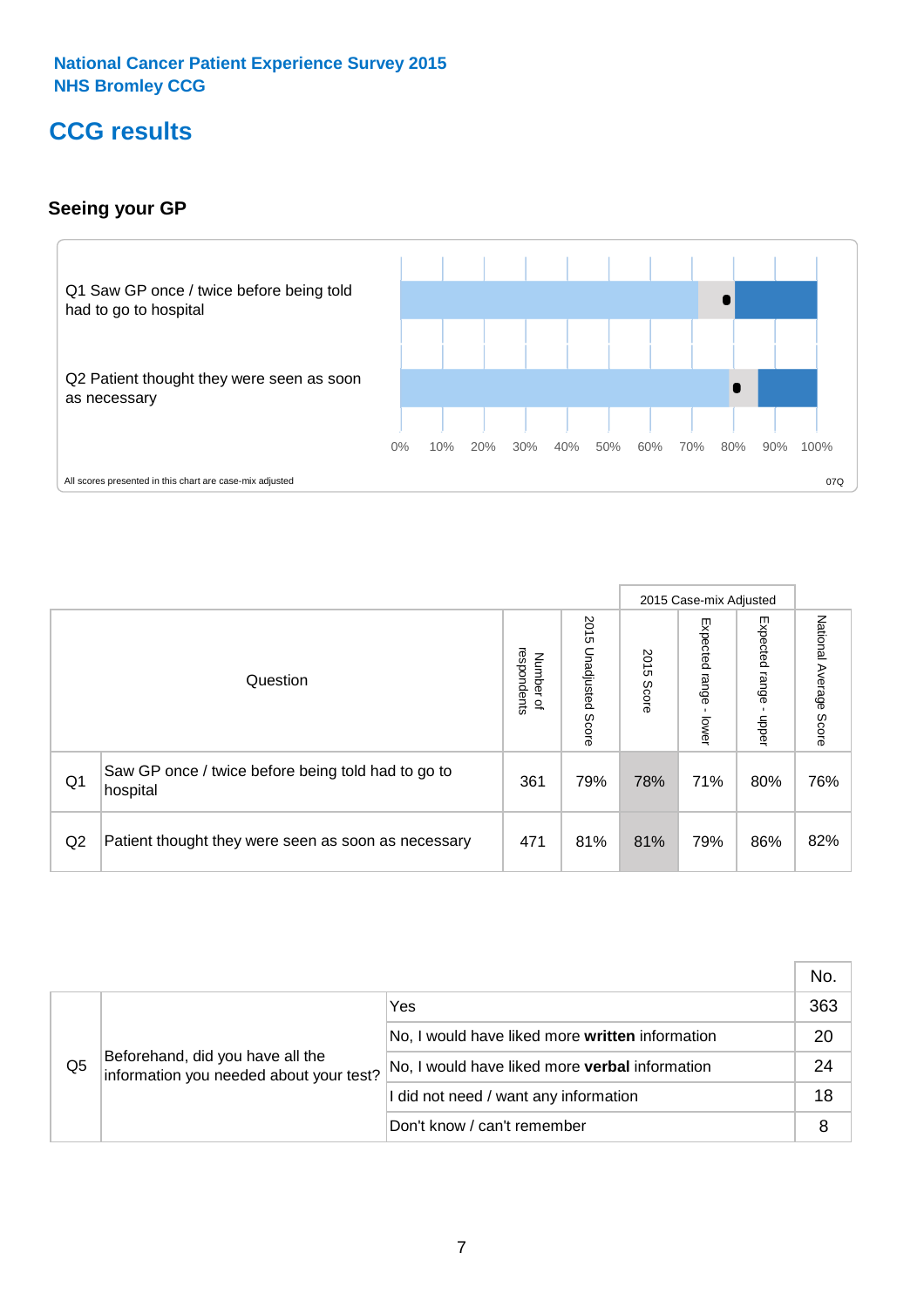National Cancer Patient Experience Survey 2015
NHS Bromley CCG

# CCG results

## Seeing your GP

Q1 Saw GP once / twice before being told had to go to hospital

Q2 Patient thought they were seen as soon as necessary

0% 10% 20% 30% 40% 50% 60% 70% 80% 90% 100%

All scores presented in this chart are case-mix adjusted

07Q

| | Question | Number of respondents | 2015 Unadjusted Score | 2015 Case-mix Adjusted: 2015 Score | 2015 Case-mix Adjusted: Expected range - lower | 2015 Case-mix Adjusted: Expected range - upper | National Average Score |
|---|---|---|---|---|---|---|---|
| Q1 | Saw GP once / twice before being told had to go to hospital | 361 | 79% | 78% | 71% | 80% | 76% |
| Q2 | Patient thought they were seen as soon as necessary | 471 | 81% | 81% | 79% | 86% | 82% |

| | | | No. |
|---|---|---|---|
| Q5 | Beforehand, did you have all the information you needed about your test? | Yes | 363 |
| | | No, I would have liked more **written** information | 20 |
| | | No, I would have liked more **verbal** information | 24 |
| | | I did not need / want any information | 18 |
| | | Don't know / can't remember | 8 |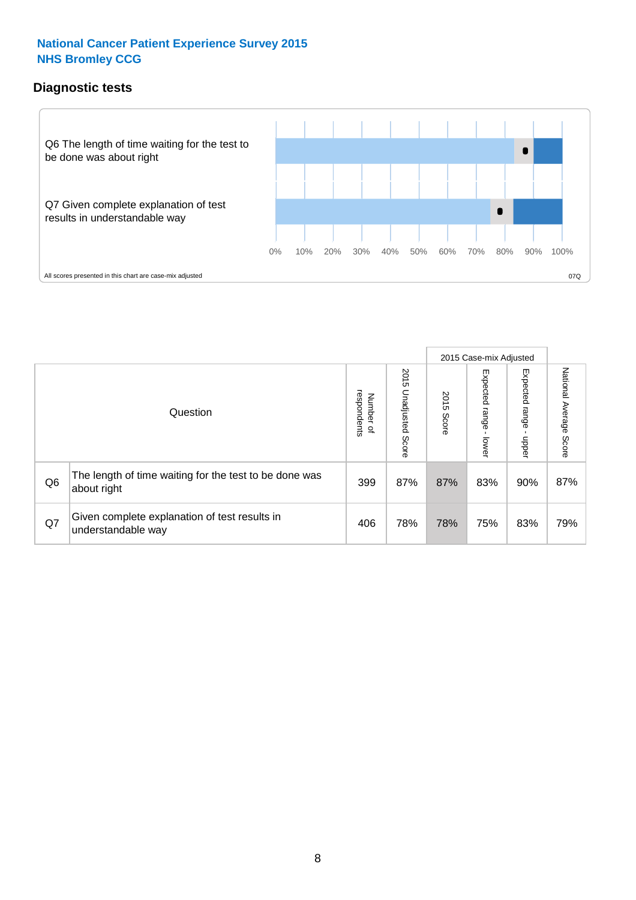## National Cancer Patient Experience Survey 2015
## NHS Bromley CCG

### Diagnostic tests

Q6 The length of time waiting for the test to be done was about right

Q7 Given complete explanation of test results in understandable way

0% 10% 20% 30% 40% 50% 60% 70% 80% 90% 100%

All scores presented in this chart are case-mix adjusted

07Q

| Question | | Number of respondents | 2015 Unadjusted Score | 2015 Case-mix Adjusted: 2015 Score | 2015 Case-mix Adjusted: Expected range - lower | 2015 Case-mix Adjusted: Expected range - upper | National Average Score |
|---|---|---|---|---|---|---|---|
| Q6 | The length of time waiting for the test to be done was about right | 399 | 87% | 87% | 83% | 90% | 87% |
| Q7 | Given complete explanation of test results in understandable way | 406 | 78% | 78% | 75% | 83% | 79% |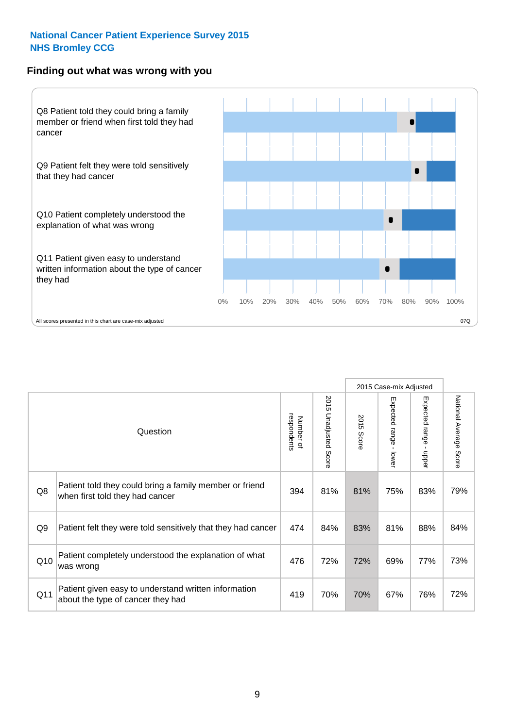**National Cancer Patient Experience Survey 2015**
**NHS Bromley CCG**

## Finding out what was wrong with you

Q8 Patient told they could bring a family member or friend when first told they had cancer

Q9 Patient felt they were told sensitively that they had cancer

Q10 Patient completely understood the explanation of what was wrong

Q11 Patient given easy to understand written information about the type of cancer they had

0% 10% 20% 30% 40% 50% 60% 70% 80% 90% 100%

All scores presented in this chart are case-mix adjusted

07Q

| | Question | Number of respondents | 2015 Unadjusted Score | 2015 Case-mix Adjusted: 2015 Score | 2015 Case-mix Adjusted: Expected range - lower | 2015 Case-mix Adjusted: Expected range - upper | National Average Score |
|---|---|---|---|---|---|---|---|
| Q8 | Patient told they could bring a family member or friend when first told they had cancer | 394 | 81% | 81% | 75% | 83% | 79% |
| Q9 | Patient felt they were told sensitively that they had cancer | 474 | 84% | 83% | 81% | 88% | 84% |
| Q10 | Patient completely understood the explanation of what was wrong | 476 | 72% | 72% | 69% | 77% | 73% |
| Q11 | Patient given easy to understand written information about the type of cancer they had | 419 | 70% | 70% | 67% | 76% | 72% |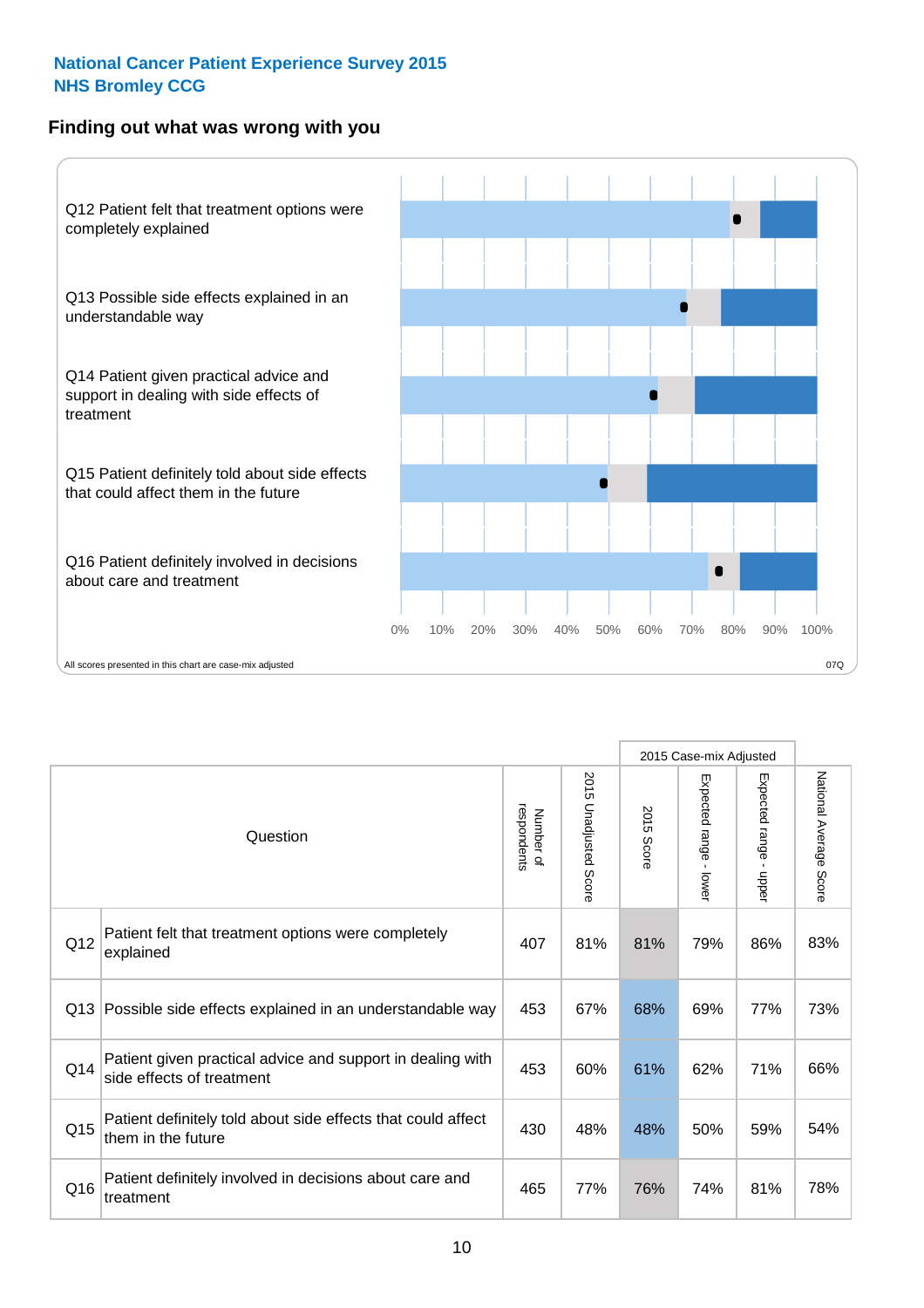National Cancer Patient Experience Survey 2015
NHS Bromley CCG

## Finding out what was wrong with you

Q12 Patient felt that treatment options were completely explained

Q13 Possible side effects explained in an understandable way

Q14 Patient given practical advice and support in dealing with side effects of treatment

Q15 Patient definitely told about side effects that could affect them in the future

Q16 Patient definitely involved in decisions about care and treatment

0% 10% 20% 30% 40% 50% 60% 70% 80% 90% 100%

All scores presented in this chart are case-mix adjusted

07Q

| | Question | Number of respondents | 2015 Unadjusted Score | 2015 Case-mix Adjusted: 2015 Score | 2015 Case-mix Adjusted: Expected range - lower | 2015 Case-mix Adjusted: Expected range - upper | National Average Score |
|---|---|---|---|---|---|---|---|
| Q12 | Patient felt that treatment options were completely explained | 407 | 81% | 81% | 79% | 86% | 83% |
| Q13 | Possible side effects explained in an understandable way | 453 | 67% | 68% | 69% | 77% | 73% |
| Q14 | Patient given practical advice and support in dealing with side effects of treatment | 453 | 60% | 61% | 62% | 71% | 66% |
| Q15 | Patient definitely told about side effects that could affect them in the future | 430 | 48% | 48% | 50% | 59% | 54% |
| Q16 | Patient definitely involved in decisions about care and treatment | 465 | 77% | 76% | 74% | 81% | 78% |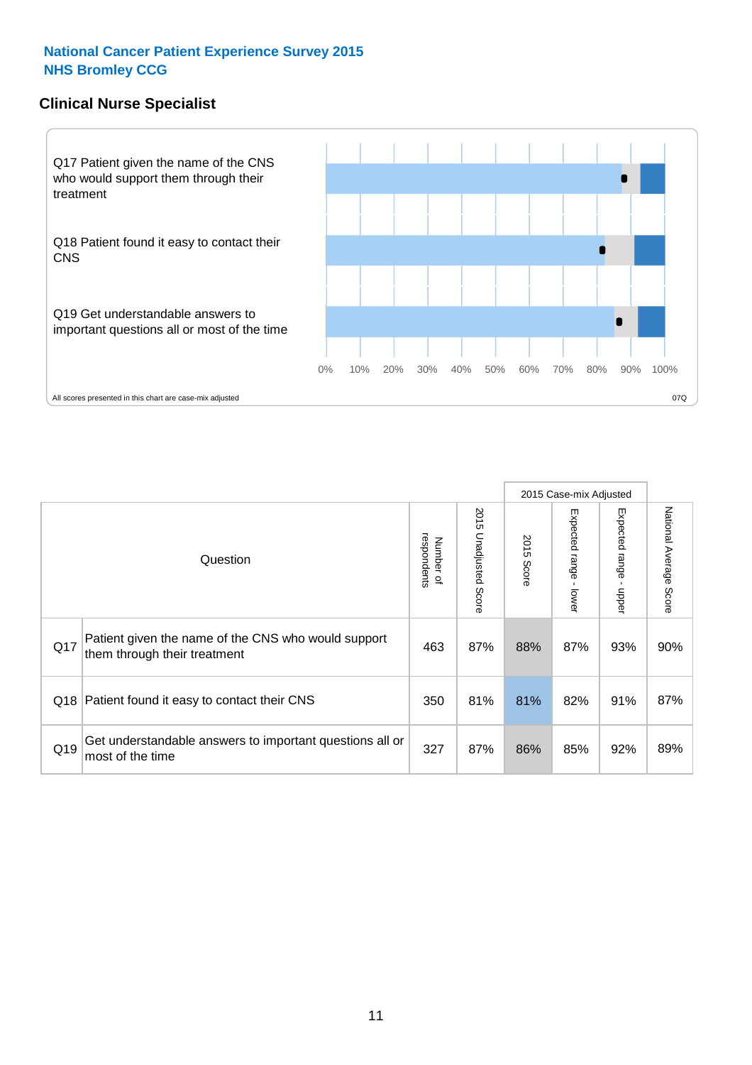National Cancer Patient Experience Survey 2015
NHS Bromley CCG

## Clinical Nurse Specialist

Q17 Patient given the name of the CNS who would support them through their treatment

Q18 Patient found it easy to contact their CNS

Q19 Get understandable answers to important questions all or most of the time

0% 10% 20% 30% 40% 50% 60% 70% 80% 90% 100%

All scores presented in this chart are case-mix adjusted

07Q

| Question | | Number of respondents | 2015 Unadjusted Score | 2015 Case-mix Adjusted | | | National Average Score |
|---|---|---|---|---|---|---|---|
| | | | | 2015 Score | Expected range - lower | Expected range - upper | |
| Q17 | Patient given the name of the CNS who would support them through their treatment | 463 | 87% | 88% | 87% | 93% | 90% |
| Q18 | Patient found it easy to contact their CNS | 350 | 81% | 81% | 82% | 91% | 87% |
| Q19 | Get understandable answers to important questions all or most of the time | 327 | 87% | 86% | 85% | 92% | 89% |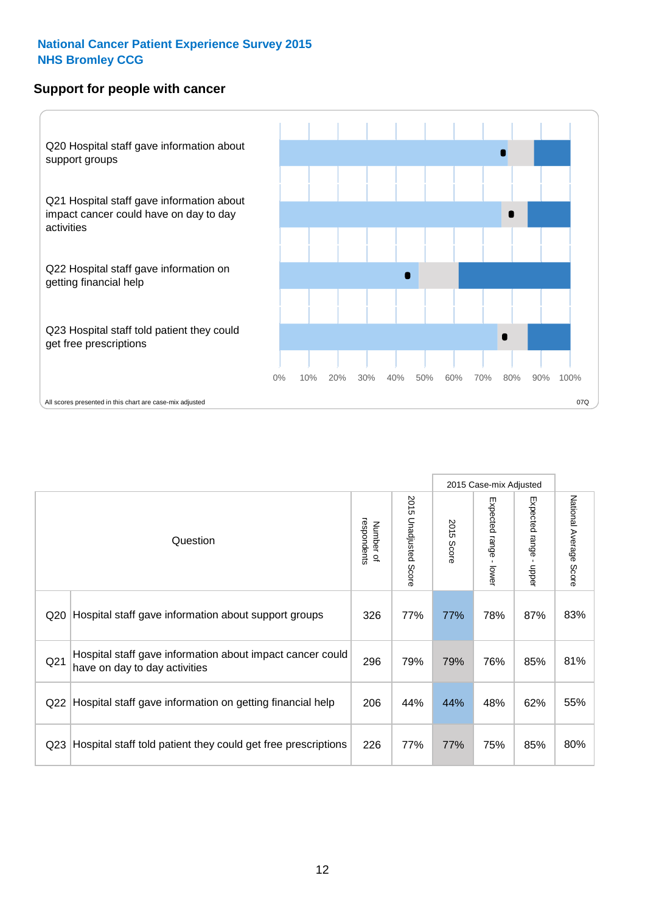**National Cancer Patient Experience Survey 2015**
**NHS Bromley CCG**

## Support for people with cancer

Q20 Hospital staff gave information about support groups

Q21 Hospital staff gave information about impact cancer could have on day to day activities

Q22 Hospital staff gave information on getting financial help

Q23 Hospital staff told patient they could get free prescriptions

0% 10% 20% 30% 40% 50% 60% 70% 80% 90% 100%

All scores presented in this chart are case-mix adjusted

07Q

| Question | | Number of respondents | 2015 Unadjusted Score | 2015 Case-mix Adjusted: 2015 Score | 2015 Case-mix Adjusted: Expected range - lower | 2015 Case-mix Adjusted: Expected range - upper | National Average Score |
|---|---|---|---|---|---|---|---|
| Q20 | Hospital staff gave information about support groups | 326 | 77% | 77% | 78% | 87% | 83% |
| Q21 | Hospital staff gave information about impact cancer could have on day to day activities | 296 | 79% | 79% | 76% | 85% | 81% |
| Q22 | Hospital staff gave information on getting financial help | 206 | 44% | 44% | 48% | 62% | 55% |
| Q23 | Hospital staff told patient they could get free prescriptions | 226 | 77% | 77% | 75% | 85% | 80% |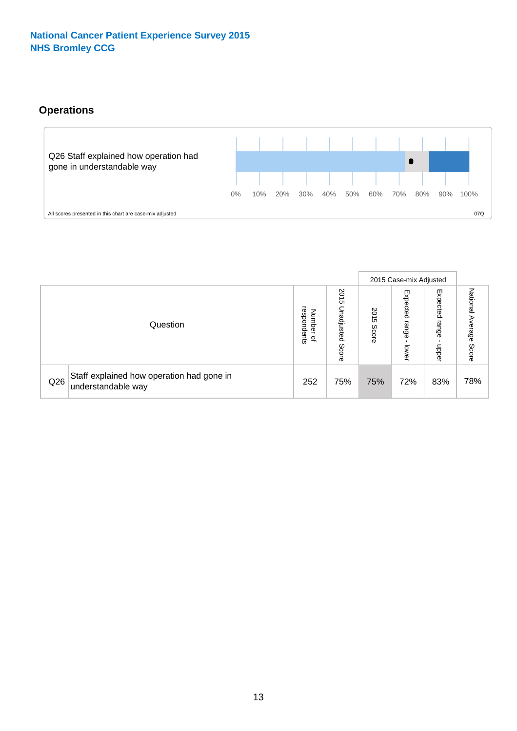National Cancer Patient Experience Survey 2015
NHS Bromley CCG

## Operations

Q26 Staff explained how operation had gone in understandable way

0% 10% 20% 30% 40% 50% 60% 70% 80% 90% 100%

All scores presented in this chart are case-mix adjusted

07Q

| Question | | Number of respondents | 2015 Unadjusted Score | 2015 Case-mix Adjusted | | | National Average Score |
|---|---|---|---|---|---|---|---|
| | | | | 2015 Score | Expected range - lower | Expected range - upper | |
| Q26 | Staff explained how operation had gone in understandable way | 252 | 75% | 75% | 72% | 83% | 78% |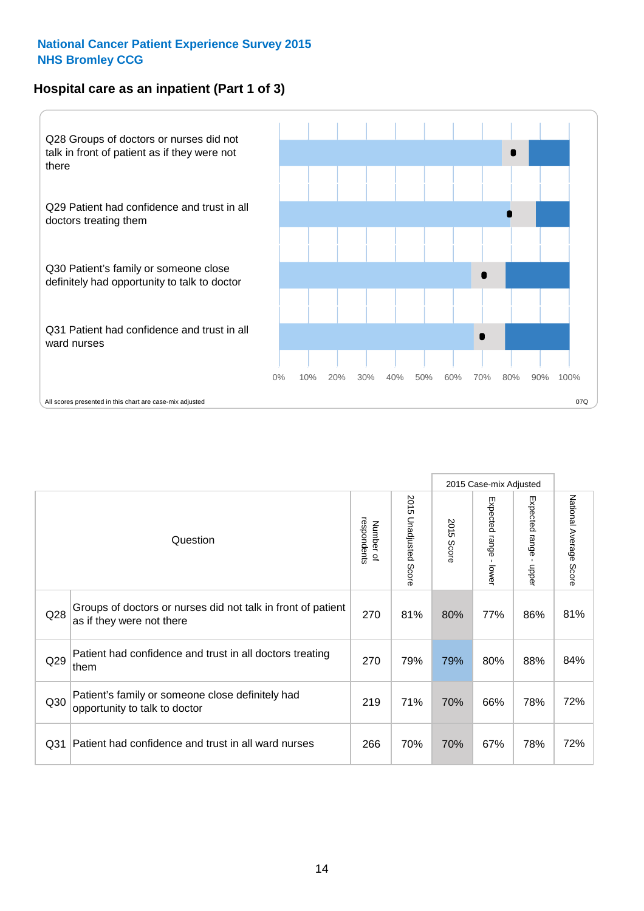National Cancer Patient Experience Survey 2015
NHS Bromley CCG

## Hospital care as an inpatient (Part 1 of 3)

Q28 Groups of doctors or nurses did not talk in front of patient as if they were not there

Q29 Patient had confidence and trust in all doctors treating them

Q30 Patient's family or someone close definitely had opportunity to talk to doctor

Q31 Patient had confidence and trust in all ward nurses

0% 10% 20% 30% 40% 50% 60% 70% 80% 90% 100%

All scores presented in this chart are case-mix adjusted

07Q

| | Question | Number of respondents | 2015 Unadjusted Score | 2015 Case-mix Adjusted | | | National Average Score |
|---|---|---|---|---|---|---|---|
| | | | | 2015 Score | Expected range - lower | Expected range - upper | |
| Q28 | Groups of doctors or nurses did not talk in front of patient as if they were not there | 270 | 81% | 80% | 77% | 86% | 81% |
| Q29 | Patient had confidence and trust in all doctors treating them | 270 | 79% | 79% | 80% | 88% | 84% |
| Q30 | Patient's family or someone close definitely had opportunity to talk to doctor | 219 | 71% | 70% | 66% | 78% | 72% |
| Q31 | Patient had confidence and trust in all ward nurses | 266 | 70% | 70% | 67% | 78% | 72% |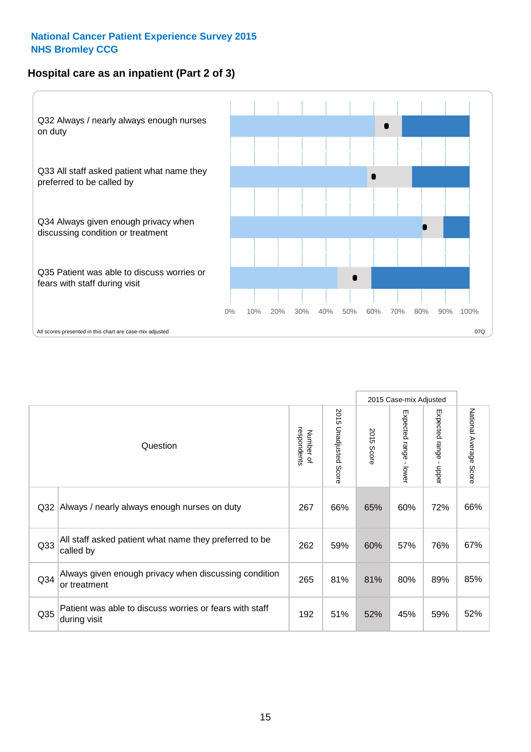National Cancer Patient Experience Survey 2015
NHS Bromley CCG

## Hospital care as an inpatient (Part 2 of 3)

Q32 Always / nearly always enough nurses on duty

Q33 All staff asked patient what name they preferred to be called by

Q34 Always given enough privacy when discussing condition or treatment

Q35 Patient was able to discuss worries or fears with staff during visit

0% 10% 20% 30% 40% 50% 60% 70% 80% 90% 100%

All scores presented in this chart are case-mix adjusted

07Q

| Question | | Number of respondents | 2015 Unadjusted Score | 2015 Case-mix Adjusted: 2015 Score | 2015 Case-mix Adjusted: Expected range - lower | 2015 Case-mix Adjusted: Expected range - upper | National Average Score |
|---|---|---|---|---|---|---|---|
| Q32 | Always / nearly always enough nurses on duty | 267 | 66% | 65% | 60% | 72% | 66% |
| Q33 | All staff asked patient what name they preferred to be called by | 262 | 59% | 60% | 57% | 76% | 67% |
| Q34 | Always given enough privacy when discussing condition or treatment | 265 | 81% | 81% | 80% | 89% | 85% |
| Q35 | Patient was able to discuss worries or fears with staff during visit | 192 | 51% | 52% | 45% | 59% | 52% |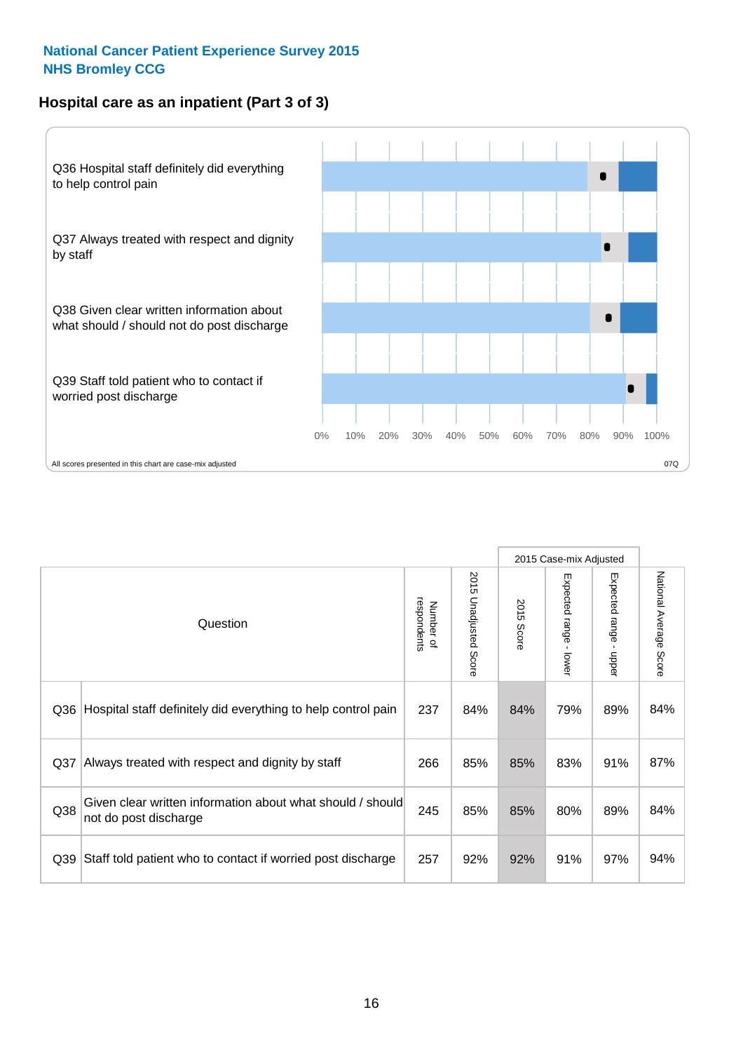National Cancer Patient Experience Survey 2015
NHS Bromley CCG

## Hospital care as an inpatient (Part 3 of 3)

Q36 Hospital staff definitely did everything to help control pain

Q37 Always treated with respect and dignity by staff

Q38 Given clear written information about what should / should not do post discharge

Q39 Staff told patient who to contact if worried post discharge

0% 10% 20% 30% 40% 50% 60% 70% 80% 90% 100%

All scores presented in this chart are case-mix adjusted

07Q

| Question | | Number of respondents | 2015 Unadjusted Score | 2015 Case-mix Adjusted | | | National Average Score |
|---|---|---|---|---|---|---|---|
| | | | | 2015 Score | Expected range - lower | Expected range - upper | |
| Q36 | Hospital staff definitely did everything to help control pain | 237 | 84% | 84% | 79% | 89% | 84% |
| Q37 | Always treated with respect and dignity by staff | 266 | 85% | 85% | 83% | 91% | 87% |
| Q38 | Given clear written information about what should / should not do post discharge | 245 | 85% | 85% | 80% | 89% | 84% |
| Q39 | Staff told patient who to contact if worried post discharge | 257 | 92% | 92% | 91% | 97% | 94% |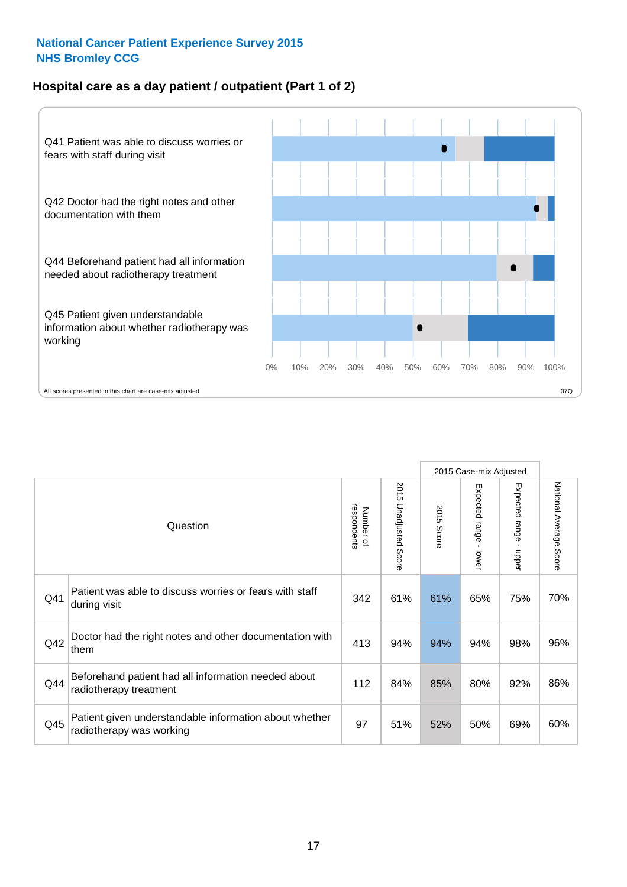**National Cancer Patient Experience Survey 2015**
**NHS Bromley CCG**

## Hospital care as a day patient / outpatient (Part 1 of 2)

Q41 Patient was able to discuss worries or fears with staff during visit

Q42 Doctor had the right notes and other documentation with them

Q44 Beforehand patient had all information needed about radiotherapy treatment

Q45 Patient given understandable information about whether radiotherapy was working

0% 10% 20% 30% 40% 50% 60% 70% 80% 90% 100%

All scores presented in this chart are case-mix adjusted

07Q

| | Question | Number of respondents | 2015 Unadjusted Score | 2015 Case-mix Adjusted | | | National Average Score |
|---|---|---|---|---|---|---|---|
| | | | | 2015 Score | Expected range - lower | Expected range - upper | |
| Q41 | Patient was able to discuss worries or fears with staff during visit | 342 | 61% | 61% | 65% | 75% | 70% |
| Q42 | Doctor had the right notes and other documentation with them | 413 | 94% | 94% | 94% | 98% | 96% |
| Q44 | Beforehand patient had all information needed about radiotherapy treatment | 112 | 84% | 85% | 80% | 92% | 86% |
| Q45 | Patient given understandable information about whether radiotherapy was working | 97 | 51% | 52% | 50% | 69% | 60% |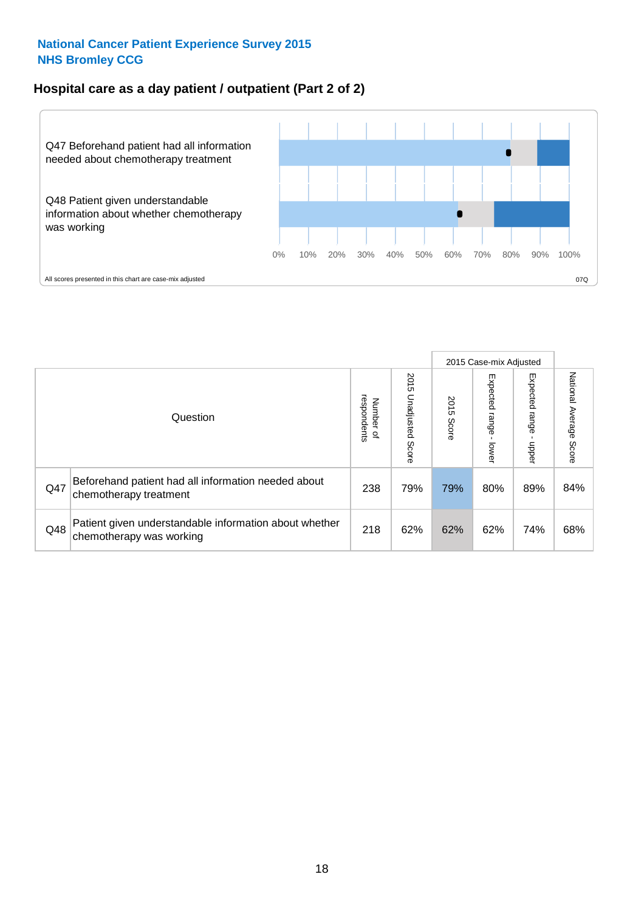**National Cancer Patient Experience Survey 2015**
**NHS Bromley CCG**

## Hospital care as a day patient / outpatient (Part 2 of 2)

Q47 Beforehand patient had all information needed about chemotherapy treatment

Q48 Patient given understandable information about whether chemotherapy was working

0% 10% 20% 30% 40% 50% 60% 70% 80% 90% 100%

All scores presented in this chart are case-mix adjusted

07Q

| | Question | Number of respondents | 2015 Unadjusted Score | 2015 Case-mix Adjusted 2015 Score | 2015 Case-mix Adjusted Expected range - lower | 2015 Case-mix Adjusted Expected range - upper | National Average Score |
|---|---|---|---|---|---|---|---|
| Q47 | Beforehand patient had all information needed about chemotherapy treatment | 238 | 79% | 79% | 80% | 89% | 84% |
| Q48 | Patient given understandable information about whether chemotherapy was working | 218 | 62% | 62% | 62% | 74% | 68% |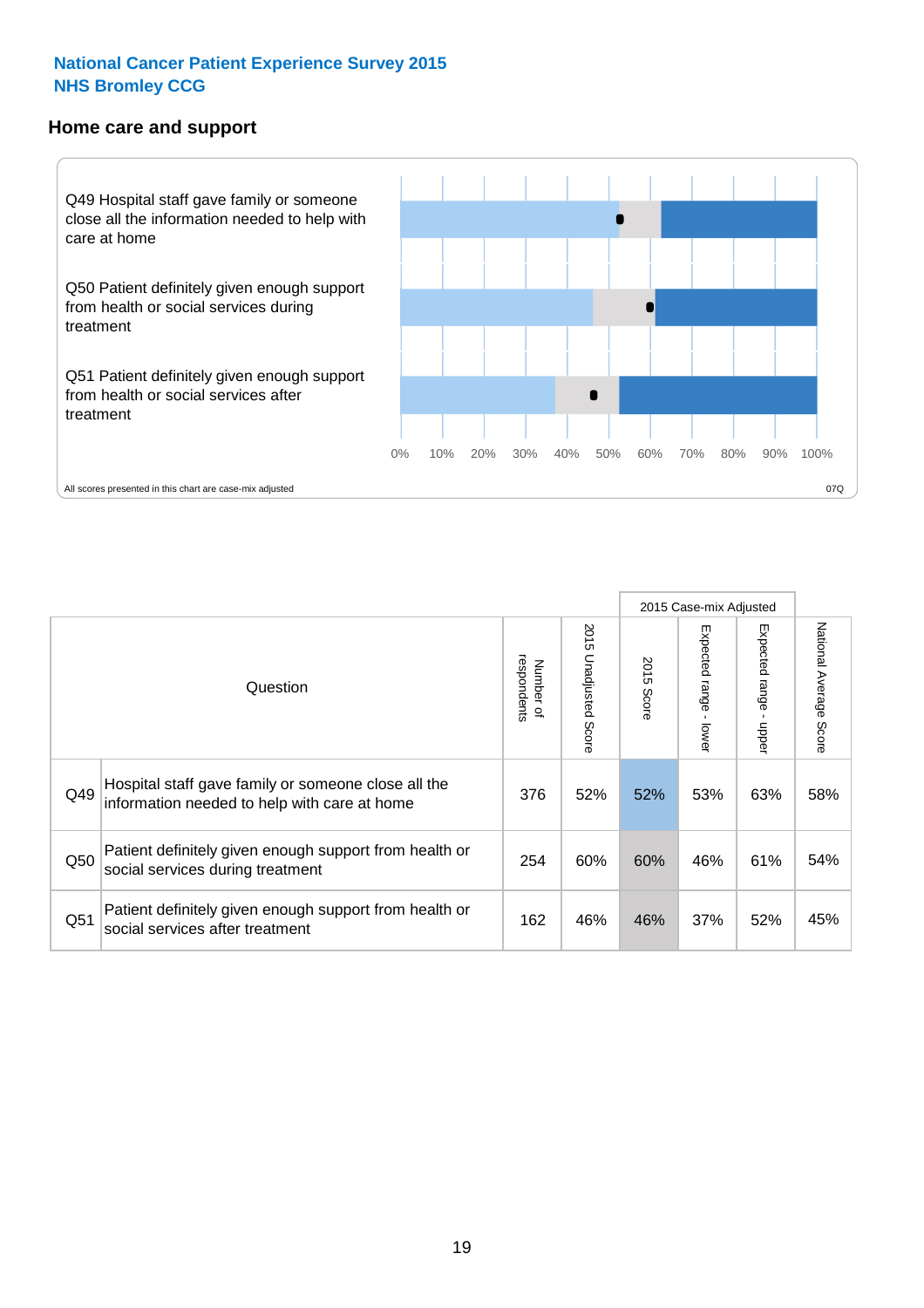## National Cancer Patient Experience Survey 2015
## NHS Bromley CCG

### Home care and support

Q49 Hospital staff gave family or someone close all the information needed to help with care at home

Q50 Patient definitely given enough support from health or social services during treatment

Q51 Patient definitely given enough support from health or social services after treatment

0% 10% 20% 30% 40% 50% 60% 70% 80% 90% 100%

All scores presented in this chart are case-mix adjusted

07Q

| Question | | Number of respondents | 2015 Unadjusted Score | 2015 Case-mix Adjusted 2015 Score | Expected range - lower | Expected range - upper | National Average Score |
|---|---|---|---|---|---|---|---|
| Q49 | Hospital staff gave family or someone close all the information needed to help with care at home | 376 | 52% | 52% | 53% | 63% | 58% |
| Q50 | Patient definitely given enough support from health or social services during treatment | 254 | 60% | 60% | 46% | 61% | 54% |
| Q51 | Patient definitely given enough support from health or social services after treatment | 162 | 46% | 46% | 37% | 52% | 45% |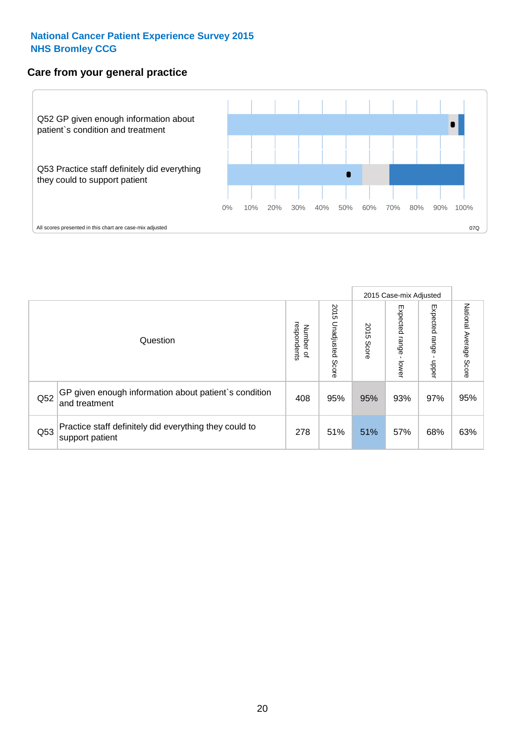**National Cancer Patient Experience Survey 2015**
**NHS Bromley CCG**

## Care from your general practice

Q52 GP given enough information about patient`s condition and treatment

Q53 Practice staff definitely did everything they could to support patient

0% 10% 20% 30% 40% 50% 60% 70% 80% 90% 100%

All scores presented in this chart are case-mix adjusted

07Q

| | Question | Number of respondents | 2015 Unadjusted Score | 2015 Case-mix Adjusted: 2015 Score | 2015 Case-mix Adjusted: Expected range - lower | 2015 Case-mix Adjusted: Expected range - upper | National Average Score |
|---|---|---|---|---|---|---|---|
| Q52 | GP given enough information about patient`s condition and treatment | 408 | 95% | 95% | 93% | 97% | 95% |
| Q53 | Practice staff definitely did everything they could to support patient | 278 | 51% | 51% | 57% | 68% | 63% |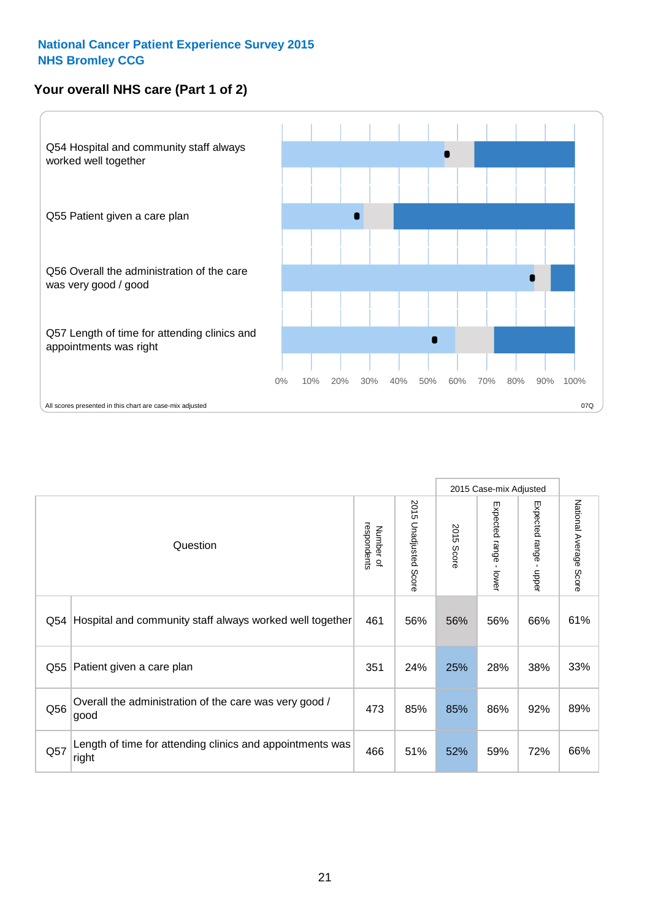**National Cancer Patient Experience Survey 2015**
**NHS Bromley CCG**

## Your overall NHS care (Part 1 of 2)

Q54 Hospital and community staff always worked well together

Q55 Patient given a care plan

Q56 Overall the administration of the care was very good / good

Q57 Length of time for attending clinics and appointments was right

0% 10% 20% 30% 40% 50% 60% 70% 80% 90% 100%

All scores presented in this chart are case-mix adjusted

07Q

| Question | | Number of respondents | 2015 Unadjusted Score | 2015 Case-mix Adjusted: 2015 Score | 2015 Case-mix Adjusted: Expected range - lower | 2015 Case-mix Adjusted: Expected range - upper | National Average Score |
|---|---|---|---|---|---|---|---|
| Q54 | Hospital and community staff always worked well together | 461 | 56% | 56% | 56% | 66% | 61% |
| Q55 | Patient given a care plan | 351 | 24% | 25% | 28% | 38% | 33% |
| Q56 | Overall the administration of the care was very good / good | 473 | 85% | 85% | 86% | 92% | 89% |
| Q57 | Length of time for attending clinics and appointments was right | 466 | 51% | 52% | 59% | 72% | 66% |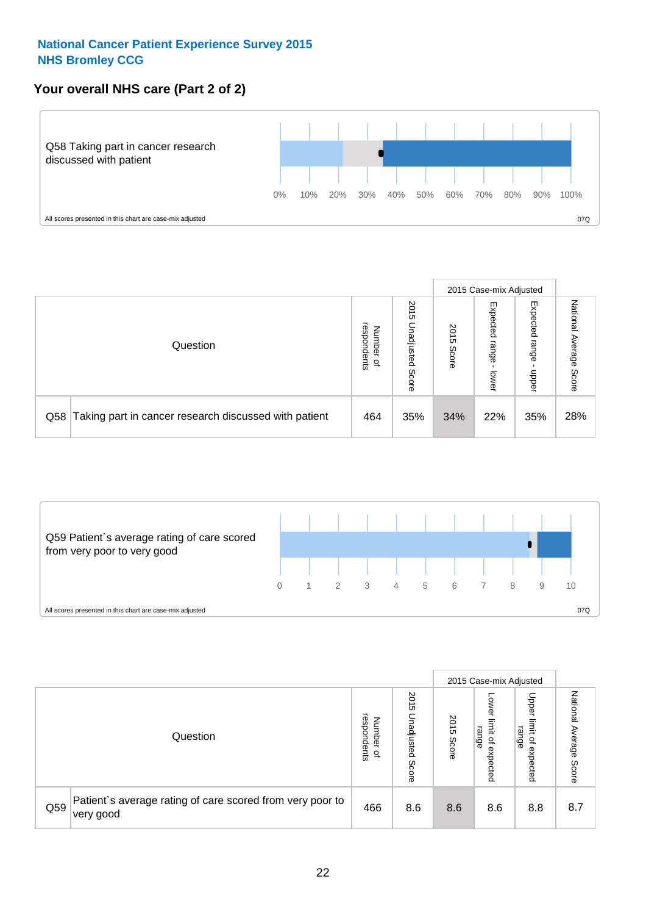**National Cancer Patient Experience Survey 2015**
**NHS Bromley CCG**

## Your overall NHS care (Part 2 of 2)

Q58 Taking part in cancer research discussed with patient

0% 10% 20% 30% 40% 50% 60% 70% 80% 90% 100%

All scores presented in this chart are case-mix adjusted

07Q

| Question | | Number of respondents | 2015 Unadjusted Score | 2015 Case-mix Adjusted | | | National Average Score |
|---|---|---|---|---|---|---|---|
| | | | | 2015 Score | Expected range - lower | Expected range - upper | |
| Q58 | Taking part in cancer research discussed with patient | 464 | 35% | 34% | 22% | 35% | 28% |

Q59 Patient`s average rating of care scored from very poor to very good

0 1 2 3 4 5 6 7 8 9 10

All scores presented in this chart are case-mix adjusted

07Q

| Question | | Number of respondents | 2015 Unadjusted Score | 2015 Case-mix Adjusted | | | National Average Score |
|---|---|---|---|---|---|---|---|
| | | | | 2015 Score | Lower limit of expected range | Upper limit of expected range | |
| Q59 | Patient`s average rating of care scored from very poor to very good | 466 | 8.6 | 8.6 | 8.6 | 8.8 | 8.7 |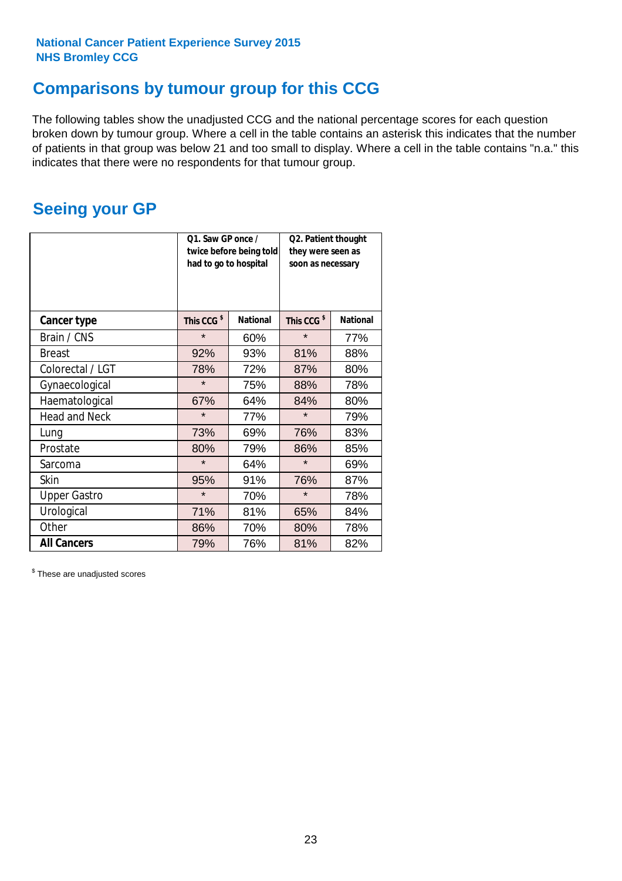National Cancer Patient Experience Survey 2015
NHS Bromley CCG

## Comparisons by tumour group for this CCG

The following tables show the unadjusted CCG and the national percentage scores for each question broken down by tumour group. Where a cell in the table contains an asterisk this indicates that the number of patients in that group was below 21 and too small to display. Where a cell in the table contains "n.a." this indicates that there were no respondents for that tumour group.

## Seeing your GP

| | Q1. Saw GP once / twice before being told had to go to hospital | | Q2. Patient thought they were seen as soon as necessary | |
|---|---|---|---|---|
| **Cancer type** | **This CCG $** | **National** | **This CCG $** | **National** |
| Brain / CNS | * | 60% | * | 77% |
| Breast | 92% | 93% | 81% | 88% |
| Colorectal / LGT | 78% | 72% | 87% | 80% |
| Gynaecological | * | 75% | 88% | 78% |
| Haematological | 67% | 64% | 84% | 80% |
| Head and Neck | * | 77% | * | 79% |
| Lung | 73% | 69% | 76% | 83% |
| Prostate | 80% | 79% | 86% | 85% |
| Sarcoma | * | 64% | * | 69% |
| Skin | 95% | 91% | 76% | 87% |
| Upper Gastro | * | 70% | * | 78% |
| Urological | 71% | 81% | 65% | 84% |
| Other | 86% | 70% | 80% | 78% |
| **All Cancers** | 79% | 76% | 81% | 82% |

$ These are unadjusted scores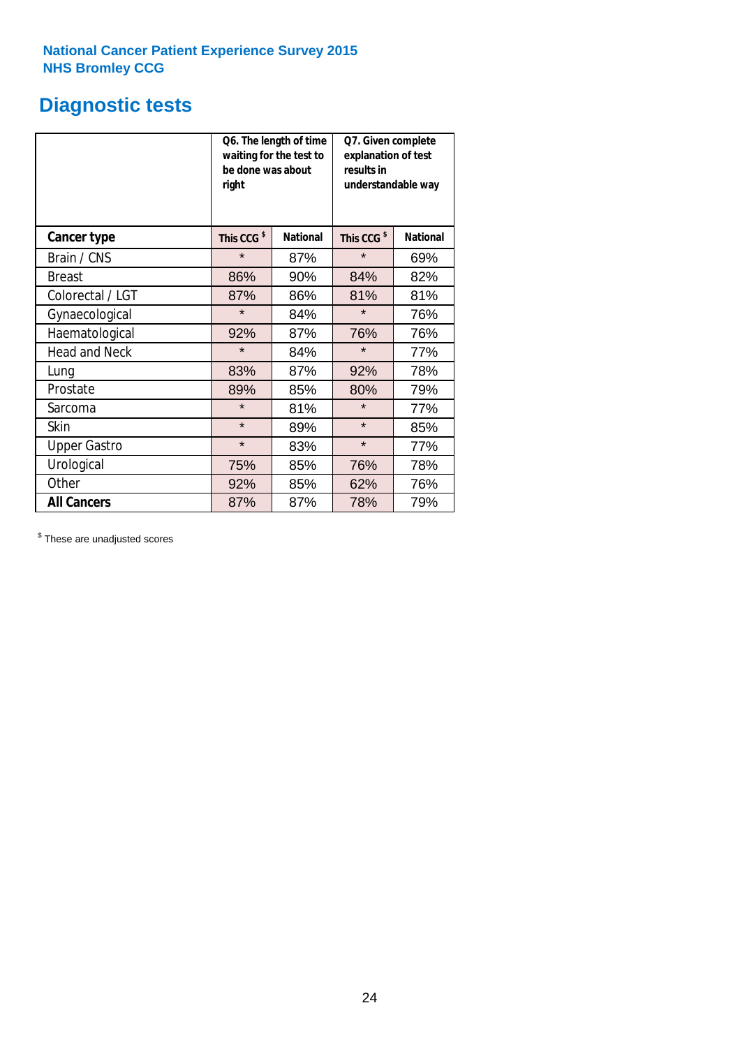National Cancer Patient Experience Survey 2015
NHS Bromley CCG

# Diagnostic tests

| | Q6. The length of time waiting for the test to be done was about right | | Q7. Given complete explanation of test results in understandable way | |
|---|---|---|---|---|
| **Cancer type** | **This CCG $** | **National** | **This CCG $** | **National** |
| Brain / CNS | * | 87% | * | 69% |
| Breast | 86% | 90% | 84% | 82% |
| Colorectal / LGT | 87% | 86% | 81% | 81% |
| Gynaecological | * | 84% | * | 76% |
| Haematological | 92% | 87% | 76% | 76% |
| Head and Neck | * | 84% | * | 77% |
| Lung | 83% | 87% | 92% | 78% |
| Prostate | 89% | 85% | 80% | 79% |
| Sarcoma | * | 81% | * | 77% |
| Skin | * | 89% | * | 85% |
| Upper Gastro | * | 83% | * | 77% |
| Urological | 75% | 85% | 76% | 78% |
| Other | 92% | 85% | 62% | 76% |
| **All Cancers** | 87% | 87% | 78% | 79% |

$ These are unadjusted scores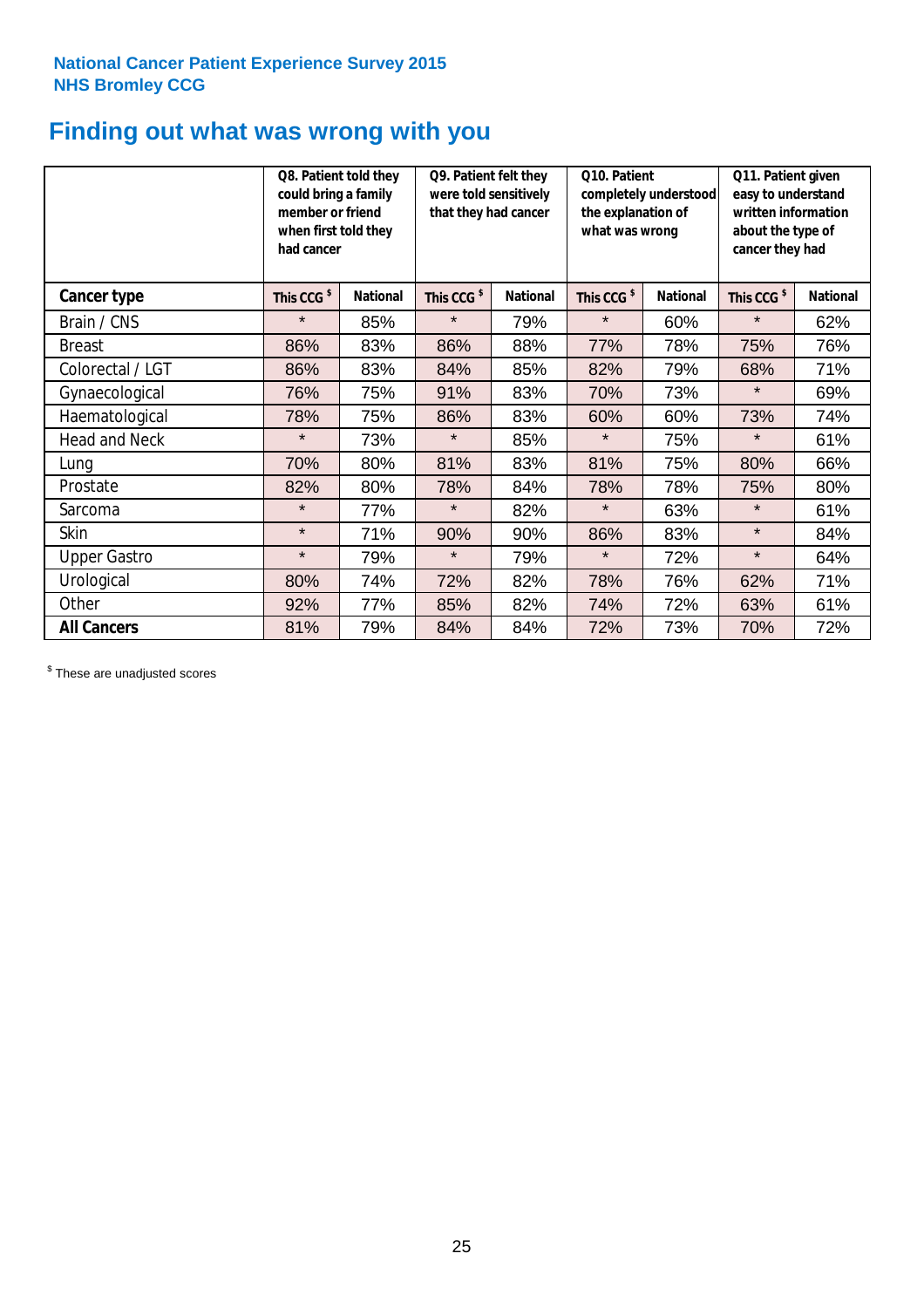**National Cancer Patient Experience Survey 2015**
**NHS Bromley CCG**

# Finding out what was wrong with you

| | Q8. Patient told they could bring a family member or friend when first told they had cancer | | Q9. Patient felt they were told sensitively that they had cancer | | Q10. Patient completely understood the explanation of what was wrong | | Q11. Patient given easy to understand written information about the type of cancer they had | |
|---|---|---|---|---|---|---|---|---|
| **Cancer type** | **This CCG $** | **National** | **This CCG $** | **National** | **This CCG $** | **National** | **This CCG $** | **National** |
| Brain / CNS | * | 85% | * | 79% | * | 60% | * | 62% |
| Breast | 86% | 83% | 86% | 88% | 77% | 78% | 75% | 76% |
| Colorectal / LGT | 86% | 83% | 84% | 85% | 82% | 79% | 68% | 71% |
| Gynaecological | 76% | 75% | 91% | 83% | 70% | 73% | * | 69% |
| Haematological | 78% | 75% | 86% | 83% | 60% | 60% | 73% | 74% |
| Head and Neck | * | 73% | * | 85% | * | 75% | * | 61% |
| Lung | 70% | 80% | 81% | 83% | 81% | 75% | 80% | 66% |
| Prostate | 82% | 80% | 78% | 84% | 78% | 78% | 75% | 80% |
| Sarcoma | * | 77% | * | 82% | * | 63% | * | 61% |
| Skin | * | 71% | 90% | 90% | 86% | 83% | * | 84% |
| Upper Gastro | * | 79% | * | 79% | * | 72% | * | 64% |
| Urological | 80% | 74% | 72% | 82% | 78% | 76% | 62% | 71% |
| Other | 92% | 77% | 85% | 82% | 74% | 72% | 63% | 61% |
| **All Cancers** | 81% | 79% | 84% | 84% | 72% | 73% | 70% | 72% |

$ These are unadjusted scores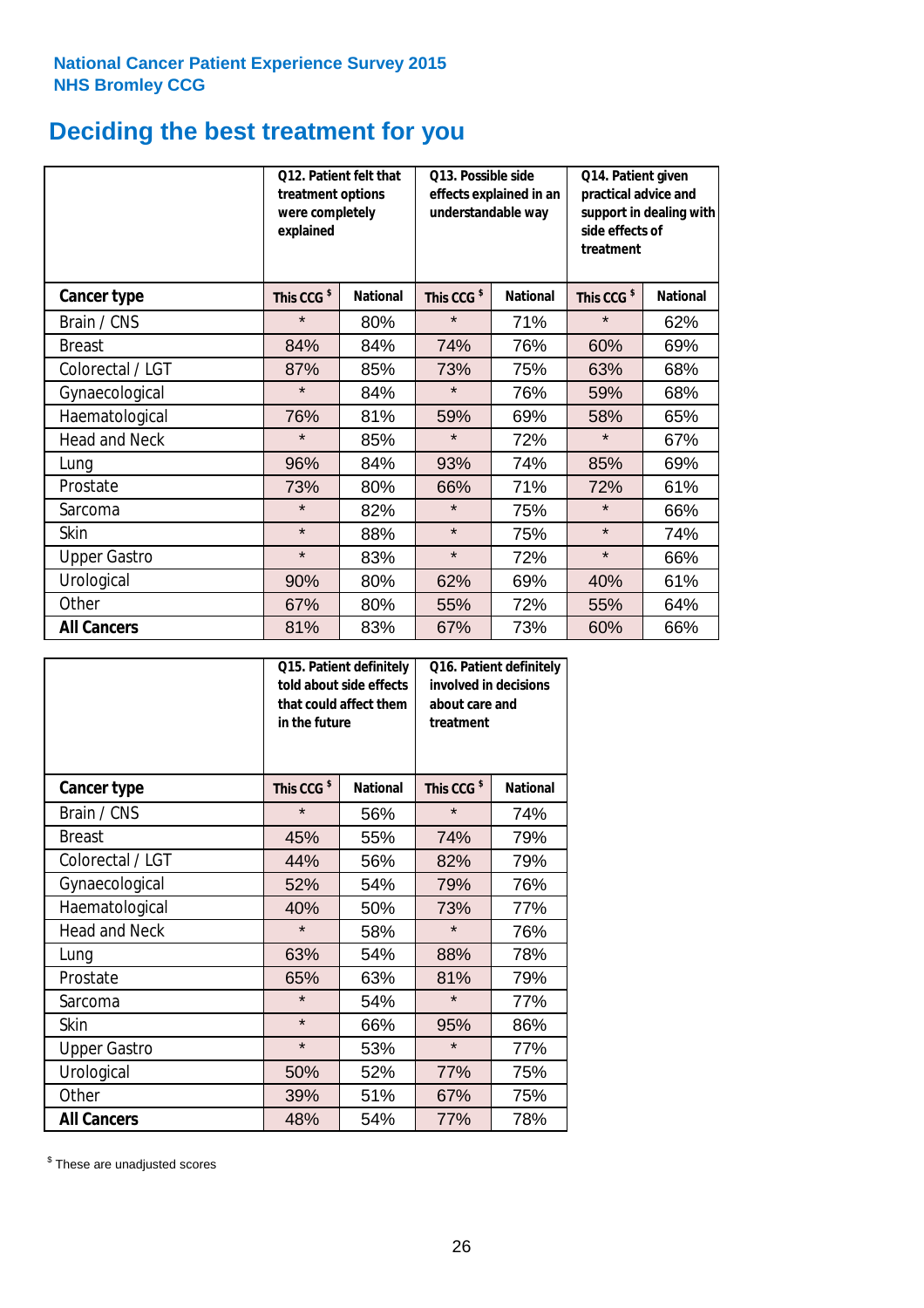National Cancer Patient Experience Survey 2015
NHS Bromley CCG

# Deciding the best treatment for you

| | Q12. Patient felt that treatment options were completely explained | | Q13. Possible side effects explained in an understandable way | | Q14. Patient given practical advice and support in dealing with side effects of treatment | |
|---|---|---|---|---|---|---|
| **Cancer type** | **This CCG $** | **National** | **This CCG $** | **National** | **This CCG $** | **National** |
| Brain / CNS | * | 80% | * | 71% | * | 62% |
| Breast | 84% | 84% | 74% | 76% | 60% | 69% |
| Colorectal / LGT | 87% | 85% | 73% | 75% | 63% | 68% |
| Gynaecological | * | 84% | * | 76% | 59% | 68% |
| Haematological | 76% | 81% | 59% | 69% | 58% | 65% |
| Head and Neck | * | 85% | * | 72% | * | 67% |
| Lung | 96% | 84% | 93% | 74% | 85% | 69% |
| Prostate | 73% | 80% | 66% | 71% | 72% | 61% |
| Sarcoma | * | 82% | * | 75% | * | 66% |
| Skin | * | 88% | * | 75% | * | 74% |
| Upper Gastro | * | 83% | * | 72% | * | 66% |
| Urological | 90% | 80% | 62% | 69% | 40% | 61% |
| Other | 67% | 80% | 55% | 72% | 55% | 64% |
| **All Cancers** | 81% | 83% | 67% | 73% | 60% | 66% |

| | Q15. Patient definitely told about side effects that could affect them in the future | | Q16. Patient definitely involved in decisions about care and treatment | |
|---|---|---|---|---|
| **Cancer type** | **This CCG $** | **National** | **This CCG $** | **National** |
| Brain / CNS | * | 56% | * | 74% |
| Breast | 45% | 55% | 74% | 79% |
| Colorectal / LGT | 44% | 56% | 82% | 79% |
| Gynaecological | 52% | 54% | 79% | 76% |
| Haematological | 40% | 50% | 73% | 77% |
| Head and Neck | * | 58% | * | 76% |
| Lung | 63% | 54% | 88% | 78% |
| Prostate | 65% | 63% | 81% | 79% |
| Sarcoma | * | 54% | * | 77% |
| Skin | * | 66% | 95% | 86% |
| Upper Gastro | * | 53% | * | 77% |
| Urological | 50% | 52% | 77% | 75% |
| Other | 39% | 51% | 67% | 75% |
| **All Cancers** | 48% | 54% | 77% | 78% |

$ These are unadjusted scores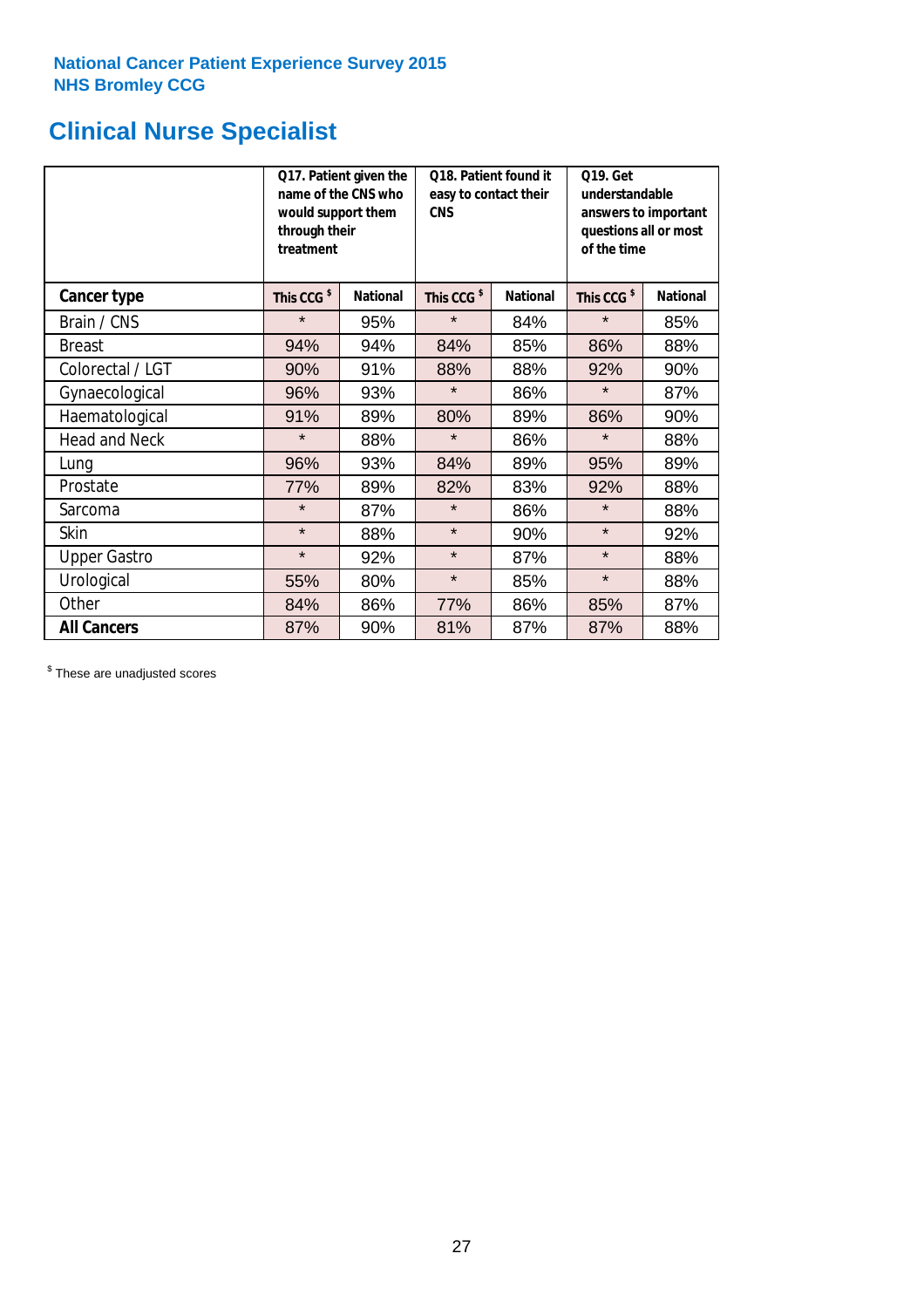National Cancer Patient Experience Survey 2015
NHS Bromley CCG

# Clinical Nurse Specialist

| | Q17. Patient given the name of the CNS who would support them through their treatment | | Q18. Patient found it easy to contact their CNS | | Q19. Get understandable answers to important questions all or most of the time | |
|---|---|---|---|---|---|---|
| **Cancer type** | **This CCG $** | **National** | **This CCG $** | **National** | **This CCG $** | **National** |
| Brain / CNS | * | 95% | * | 84% | * | 85% |
| Breast | 94% | 94% | 84% | 85% | 86% | 88% |
| Colorectal / LGT | 90% | 91% | 88% | 88% | 92% | 90% |
| Gynaecological | 96% | 93% | * | 86% | * | 87% |
| Haematological | 91% | 89% | 80% | 89% | 86% | 90% |
| Head and Neck | * | 88% | * | 86% | * | 88% |
| Lung | 96% | 93% | 84% | 89% | 95% | 89% |
| Prostate | 77% | 89% | 82% | 83% | 92% | 88% |
| Sarcoma | * | 87% | * | 86% | * | 88% |
| Skin | * | 88% | * | 90% | * | 92% |
| Upper Gastro | * | 92% | * | 87% | * | 88% |
| Urological | 55% | 80% | * | 85% | * | 88% |
| Other | 84% | 86% | 77% | 86% | 85% | 87% |
| **All Cancers** | 87% | 90% | 81% | 87% | 87% | 88% |

$ These are unadjusted scores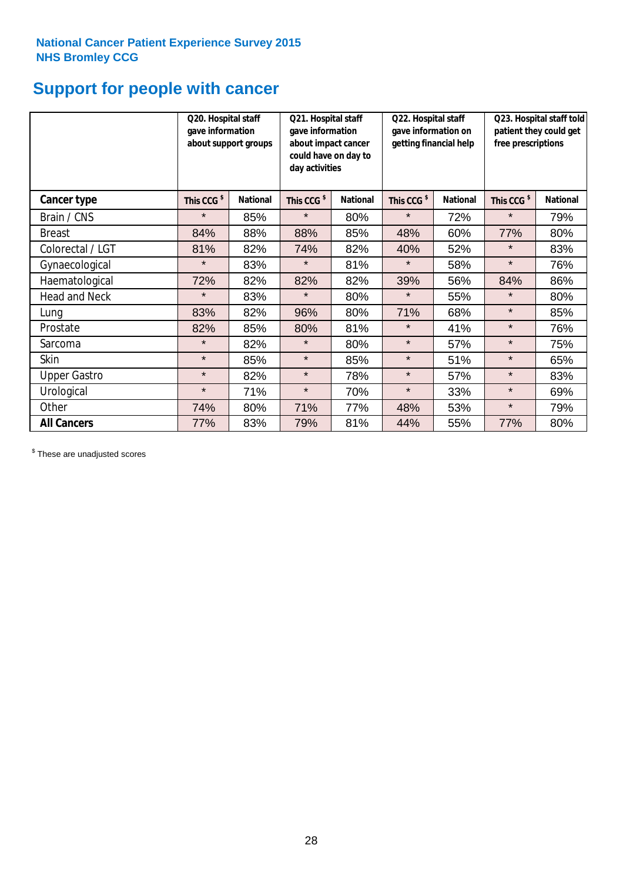National Cancer Patient Experience Survey 2015
NHS Bromley CCG

# Support for people with cancer

| | Q20. Hospital staff gave information about support groups | | Q21. Hospital staff gave information about impact cancer could have on day to day activities | | Q22. Hospital staff gave information on getting financial help | | Q23. Hospital staff told patient they could get free prescriptions | |
|---|---|---|---|---|---|---|---|---|
| **Cancer type** | **This CCG $** | **National** | **This CCG $** | **National** | **This CCG $** | **National** | **This CCG $** | **National** |
| Brain / CNS | * | 85% | * | 80% | * | 72% | * | 79% |
| Breast | 84% | 88% | 88% | 85% | 48% | 60% | 77% | 80% |
| Colorectal / LGT | 81% | 82% | 74% | 82% | 40% | 52% | * | 83% |
| Gynaecological | * | 83% | * | 81% | * | 58% | * | 76% |
| Haematological | 72% | 82% | 82% | 82% | 39% | 56% | 84% | 86% |
| Head and Neck | * | 83% | * | 80% | * | 55% | * | 80% |
| Lung | 83% | 82% | 96% | 80% | 71% | 68% | * | 85% |
| Prostate | 82% | 85% | 80% | 81% | * | 41% | * | 76% |
| Sarcoma | * | 82% | * | 80% | * | 57% | * | 75% |
| Skin | * | 85% | * | 85% | * | 51% | * | 65% |
| Upper Gastro | * | 82% | * | 78% | * | 57% | * | 83% |
| Urological | * | 71% | * | 70% | * | 33% | * | 69% |
| Other | 74% | 80% | 71% | 77% | 48% | 53% | * | 79% |
| **All Cancers** | 77% | 83% | 79% | 81% | 44% | 55% | 77% | 80% |

$ These are unadjusted scores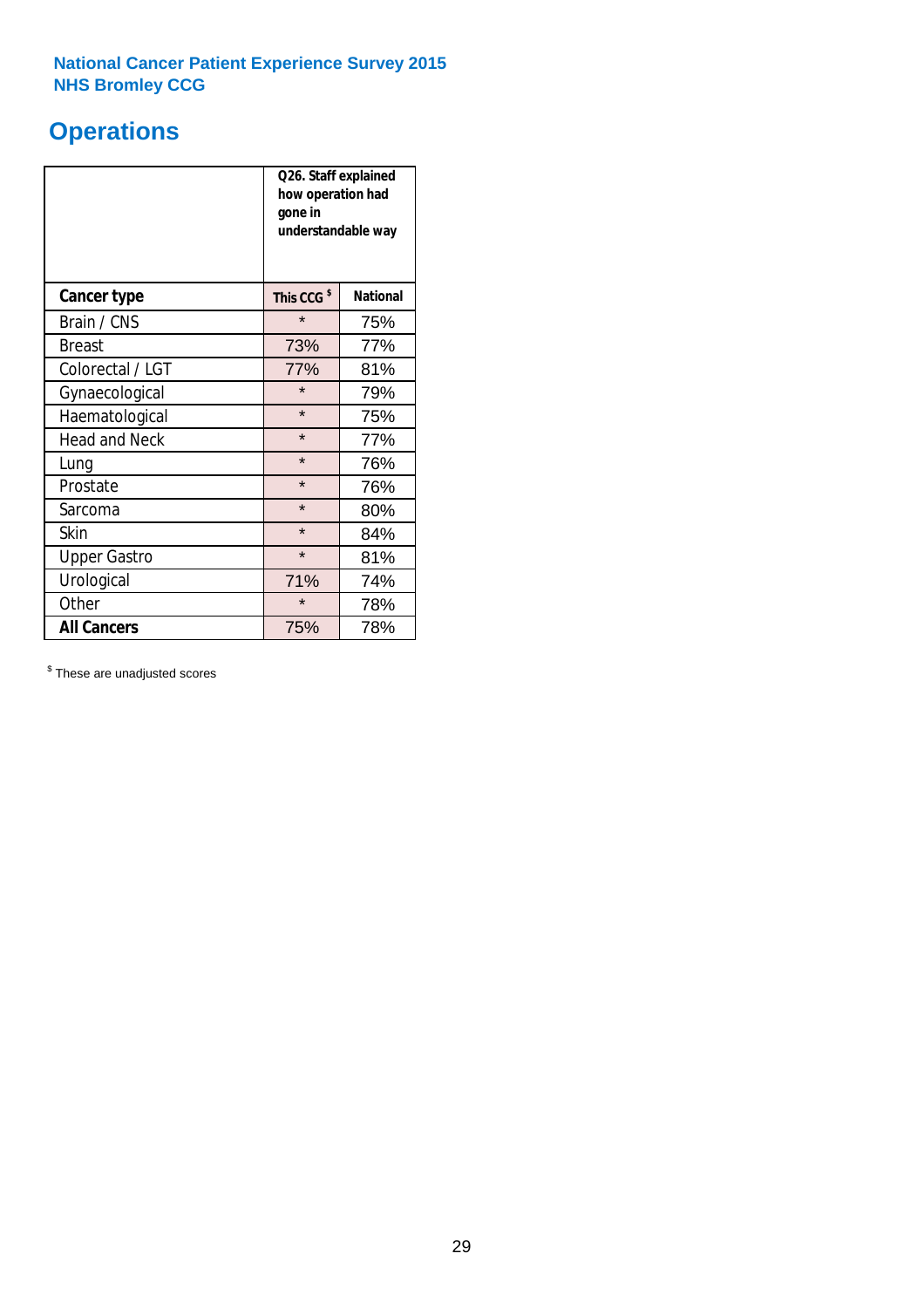**National Cancer Patient Experience Survey 2015**
**NHS Bromley CCG**

# Operations

| | Q26. Staff explained how operation had gone in understandable way | |
|---|---|---|
| **Cancer type** | **This CCG $** | **National** |
| Brain / CNS | * | 75% |
| Breast | 73% | 77% |
| Colorectal / LGT | 77% | 81% |
| Gynaecological | * | 79% |
| Haematological | * | 75% |
| Head and Neck | * | 77% |
| Lung | * | 76% |
| Prostate | * | 76% |
| Sarcoma | * | 80% |
| Skin | * | 84% |
| Upper Gastro | * | 81% |
| Urological | 71% | 74% |
| Other | * | 78% |
| **All Cancers** | 75% | 78% |

$ These are unadjusted scores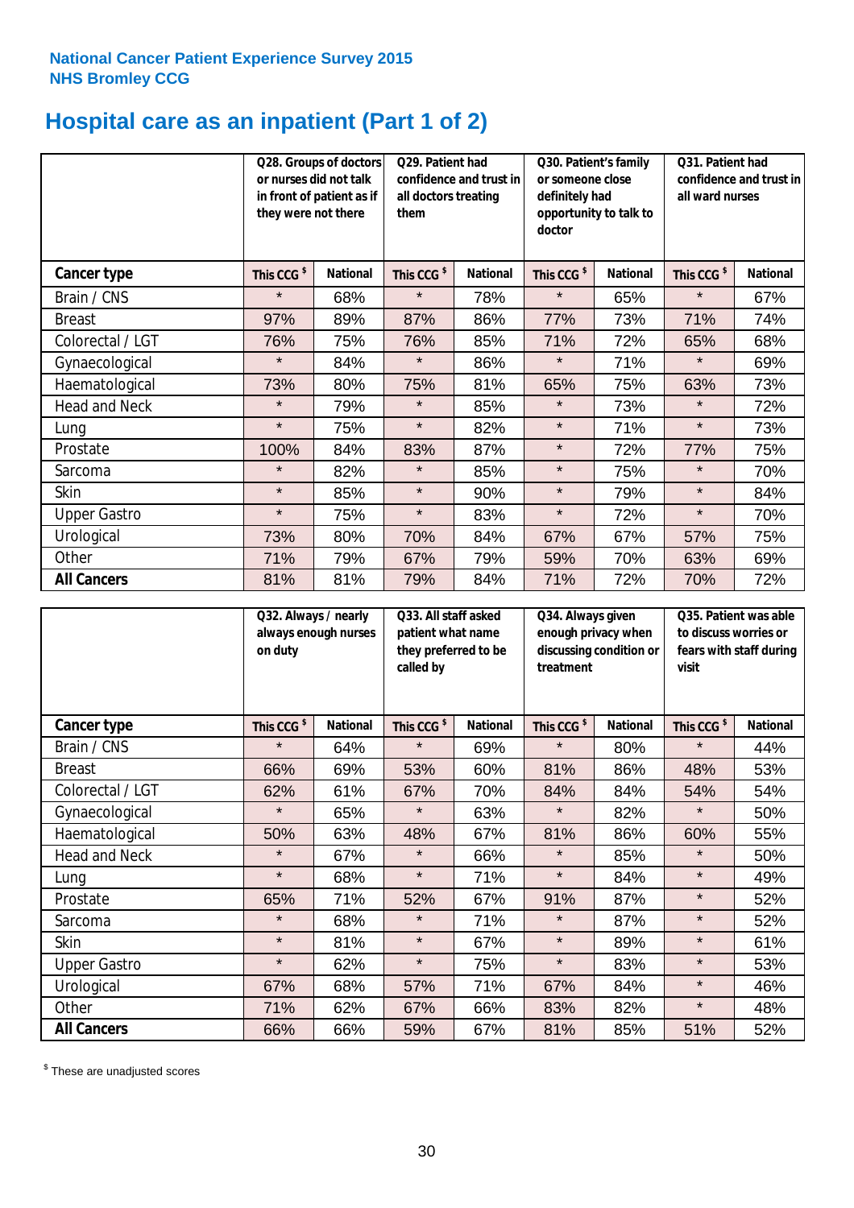National Cancer Patient Experience Survey 2015
NHS Bromley CCG

# Hospital care as an inpatient (Part 1 of 2)

| | Q28. Groups of doctors or nurses did not talk in front of patient as if they were not there | | Q29. Patient had confidence and trust in all doctors treating them | | Q30. Patient's family or someone close definitely had opportunity to talk to doctor | | Q31. Patient had confidence and trust in all ward nurses | |
|---|---|---|---|---|---|---|---|---|
| **Cancer type** | This CCG $ | National | This CCG $ | National | This CCG $ | National | This CCG $ | National |
| Brain / CNS | * | 68% | * | 78% | * | 65% | * | 67% |
| Breast | 97% | 89% | 87% | 86% | 77% | 73% | 71% | 74% |
| Colorectal / LGT | 76% | 75% | 76% | 85% | 71% | 72% | 65% | 68% |
| Gynaecological | * | 84% | * | 86% | * | 71% | * | 69% |
| Haematological | 73% | 80% | 75% | 81% | 65% | 75% | 63% | 73% |
| Head and Neck | * | 79% | * | 85% | * | 73% | * | 72% |
| Lung | * | 75% | * | 82% | * | 71% | * | 73% |
| Prostate | 100% | 84% | 83% | 87% | * | 72% | 77% | 75% |
| Sarcoma | * | 82% | * | 85% | * | 75% | * | 70% |
| Skin | * | 85% | * | 90% | * | 79% | * | 84% |
| Upper Gastro | * | 75% | * | 83% | * | 72% | * | 70% |
| Urological | 73% | 80% | 70% | 84% | 67% | 67% | 57% | 75% |
| Other | 71% | 79% | 67% | 79% | 59% | 70% | 63% | 69% |
| **All Cancers** | 81% | 81% | 79% | 84% | 71% | 72% | 70% | 72% |

| | Q32. Always / nearly always enough nurses on duty | | Q33. All staff asked patient what name they preferred to be called by | | Q34. Always given enough privacy when discussing condition or treatment | | Q35. Patient was able to discuss worries or fears with staff during visit | |
|---|---|---|---|---|---|---|---|---|
| **Cancer type** | This CCG $ | National | This CCG $ | National | This CCG $ | National | This CCG $ | National |
| Brain / CNS | * | 64% | * | 69% | * | 80% | * | 44% |
| Breast | 66% | 69% | 53% | 60% | 81% | 86% | 48% | 53% |
| Colorectal / LGT | 62% | 61% | 67% | 70% | 84% | 84% | 54% | 54% |
| Gynaecological | * | 65% | * | 63% | * | 82% | * | 50% |
| Haematological | 50% | 63% | 48% | 67% | 81% | 86% | 60% | 55% |
| Head and Neck | * | 67% | * | 66% | * | 85% | * | 50% |
| Lung | * | 68% | * | 71% | * | 84% | * | 49% |
| Prostate | 65% | 71% | 52% | 67% | 91% | 87% | * | 52% |
| Sarcoma | * | 68% | * | 71% | * | 87% | * | 52% |
| Skin | * | 81% | * | 67% | * | 89% | * | 61% |
| Upper Gastro | * | 62% | * | 75% | * | 83% | * | 53% |
| Urological | 67% | 68% | 57% | 71% | 67% | 84% | * | 46% |
| Other | 71% | 62% | 67% | 66% | 83% | 82% | * | 48% |
| **All Cancers** | 66% | 66% | 59% | 67% | 81% | 85% | 51% | 52% |

$ These are unadjusted scores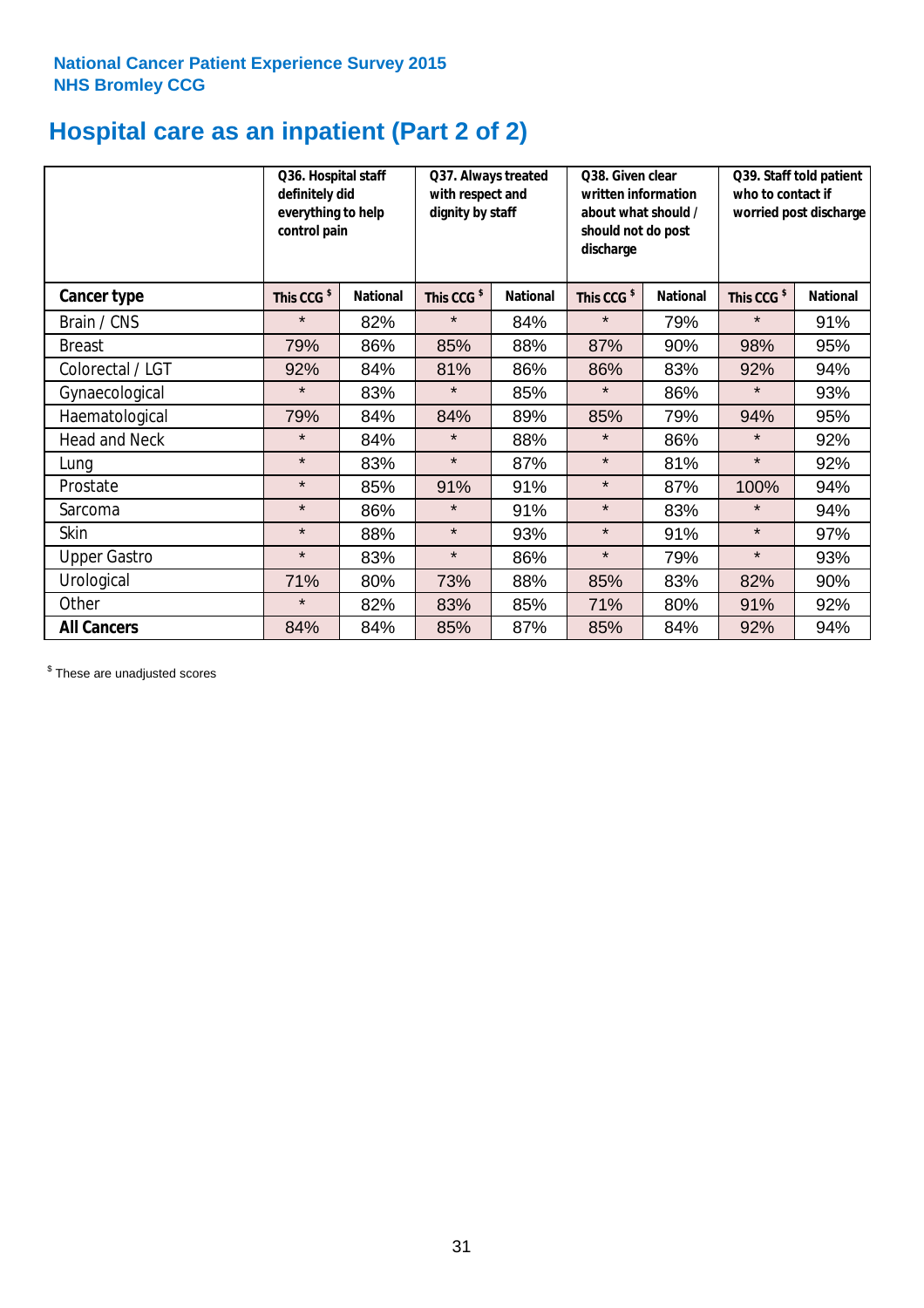National Cancer Patient Experience Survey 2015
NHS Bromley CCG

# Hospital care as an inpatient (Part 2 of 2)

| | Q36. Hospital staff definitely did everything to help control pain | | Q37. Always treated with respect and dignity by staff | | Q38. Given clear written information about what should / should not do post discharge | | Q39. Staff told patient who to contact if worried post discharge | |
|---|---|---|---|---|---|---|---|---|
| **Cancer type** | This CCG $ | National | This CCG $ | National | This CCG $ | National | This CCG $ | National |
| Brain / CNS | * | 82% | * | 84% | * | 79% | * | 91% |
| Breast | 79% | 86% | 85% | 88% | 87% | 90% | 98% | 95% |
| Colorectal / LGT | 92% | 84% | 81% | 86% | 86% | 83% | 92% | 94% |
| Gynaecological | * | 83% | * | 85% | * | 86% | * | 93% |
| Haematological | 79% | 84% | 84% | 89% | 85% | 79% | 94% | 95% |
| Head and Neck | * | 84% | * | 88% | * | 86% | * | 92% |
| Lung | * | 83% | * | 87% | * | 81% | * | 92% |
| Prostate | * | 85% | 91% | 91% | * | 87% | 100% | 94% |
| Sarcoma | * | 86% | * | 91% | * | 83% | * | 94% |
| Skin | * | 88% | * | 93% | * | 91% | * | 97% |
| Upper Gastro | * | 83% | * | 86% | * | 79% | * | 93% |
| Urological | 71% | 80% | 73% | 88% | 85% | 83% | 82% | 90% |
| Other | * | 82% | 83% | 85% | 71% | 80% | 91% | 92% |
| **All Cancers** | 84% | 84% | 85% | 87% | 85% | 84% | 92% | 94% |

$ These are unadjusted scores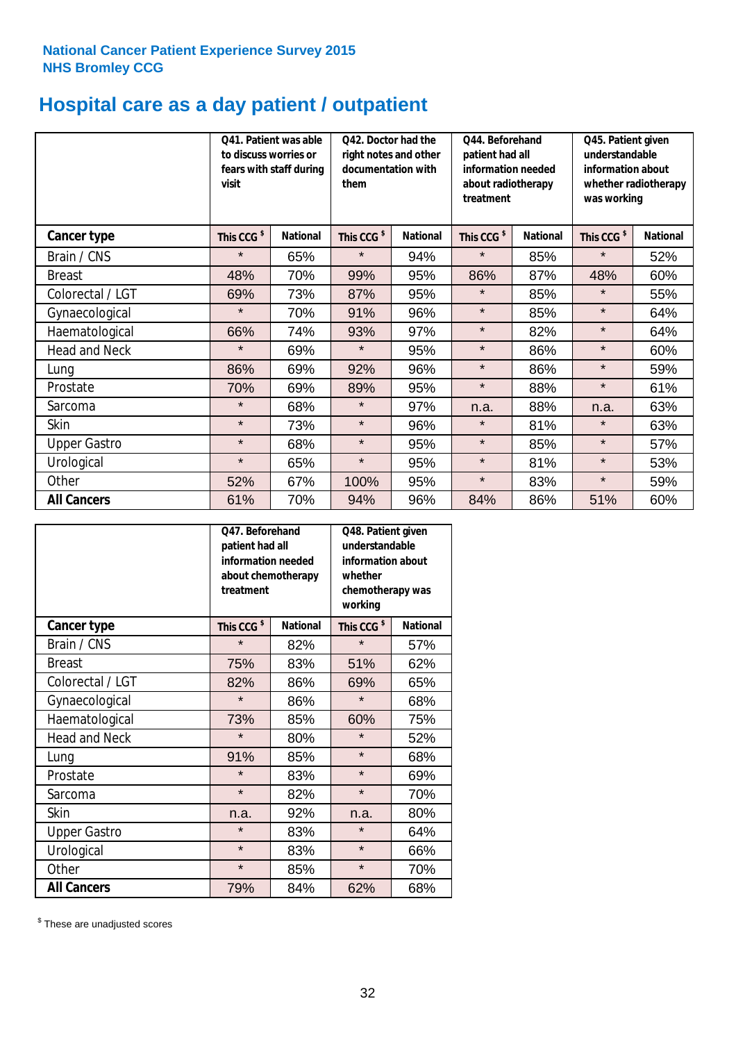National Cancer Patient Experience Survey 2015
NHS Bromley CCG

# Hospital care as a day patient / outpatient

| | Q41. Patient was able to discuss worries or fears with staff during visit | | Q42. Doctor had the right notes and other documentation with them | | Q44. Beforehand patient had all information needed about radiotherapy treatment | | Q45. Patient given understandable information about whether radiotherapy was working | |
|---|---|---|---|---|---|---|---|---|
| **Cancer type** | This CCG $ | National | This CCG $ | National | This CCG $ | National | This CCG $ | National |
| Brain / CNS | * | 65% | * | 94% | * | 85% | * | 52% |
| Breast | 48% | 70% | 99% | 95% | 86% | 87% | 48% | 60% |
| Colorectal / LGT | 69% | 73% | 87% | 95% | * | 85% | * | 55% |
| Gynaecological | * | 70% | 91% | 96% | * | 85% | * | 64% |
| Haematological | 66% | 74% | 93% | 97% | * | 82% | * | 64% |
| Head and Neck | * | 69% | * | 95% | * | 86% | * | 60% |
| Lung | 86% | 69% | 92% | 96% | * | 86% | * | 59% |
| Prostate | 70% | 69% | 89% | 95% | * | 88% | * | 61% |
| Sarcoma | * | 68% | * | 97% | n.a. | 88% | n.a. | 63% |
| Skin | * | 73% | * | 96% | * | 81% | * | 63% |
| Upper Gastro | * | 68% | * | 95% | * | 85% | * | 57% |
| Urological | * | 65% | * | 95% | * | 81% | * | 53% |
| Other | 52% | 67% | 100% | 95% | * | 83% | * | 59% |
| **All Cancers** | 61% | 70% | 94% | 96% | 84% | 86% | 51% | 60% |

| | Q47. Beforehand patient had all information needed about chemotherapy treatment | | Q48. Patient given understandable information about whether chemotherapy was working | |
|---|---|---|---|---|
| **Cancer type** | This CCG $ | National | This CCG $ | National |
| Brain / CNS | * | 82% | * | 57% |
| Breast | 75% | 83% | 51% | 62% |
| Colorectal / LGT | 82% | 86% | 69% | 65% |
| Gynaecological | * | 86% | * | 68% |
| Haematological | 73% | 85% | 60% | 75% |
| Head and Neck | * | 80% | * | 52% |
| Lung | 91% | 85% | * | 68% |
| Prostate | * | 83% | * | 69% |
| Sarcoma | * | 82% | * | 70% |
| Skin | n.a. | 92% | n.a. | 80% |
| Upper Gastro | * | 83% | * | 64% |
| Urological | * | 83% | * | 66% |
| Other | * | 85% | * | 70% |
| **All Cancers** | 79% | 84% | 62% | 68% |

$ These are unadjusted scores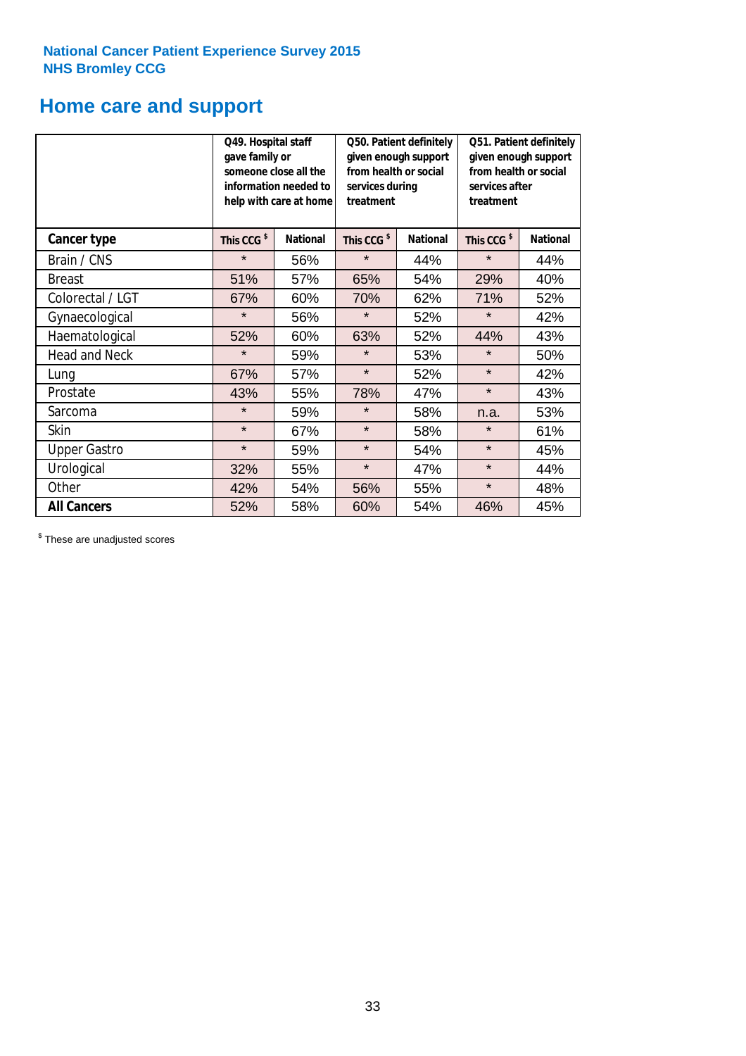National Cancer Patient Experience Survey 2015
NHS Bromley CCG

# Home care and support

| | Q49. Hospital staff gave family or someone close all the information needed to help with care at home | | Q50. Patient definitely given enough support from health or social services during treatment | | Q51. Patient definitely given enough support from health or social services after treatment | |
|---|---|---|---|---|---|---|
| **Cancer type** | **This CCG $** | **National** | **This CCG $** | **National** | **This CCG $** | **National** |
| Brain / CNS | * | 56% | * | 44% | * | 44% |
| Breast | 51% | 57% | 65% | 54% | 29% | 40% |
| Colorectal / LGT | 67% | 60% | 70% | 62% | 71% | 52% |
| Gynaecological | * | 56% | * | 52% | * | 42% |
| Haematological | 52% | 60% | 63% | 52% | 44% | 43% |
| Head and Neck | * | 59% | * | 53% | * | 50% |
| Lung | 67% | 57% | * | 52% | * | 42% |
| Prostate | 43% | 55% | 78% | 47% | * | 43% |
| Sarcoma | * | 59% | * | 58% | n.a. | 53% |
| Skin | * | 67% | * | 58% | * | 61% |
| Upper Gastro | * | 59% | * | 54% | * | 45% |
| Urological | 32% | 55% | * | 47% | * | 44% |
| Other | 42% | 54% | 56% | 55% | * | 48% |
| **All Cancers** | 52% | 58% | 60% | 54% | 46% | 45% |

$ These are unadjusted scores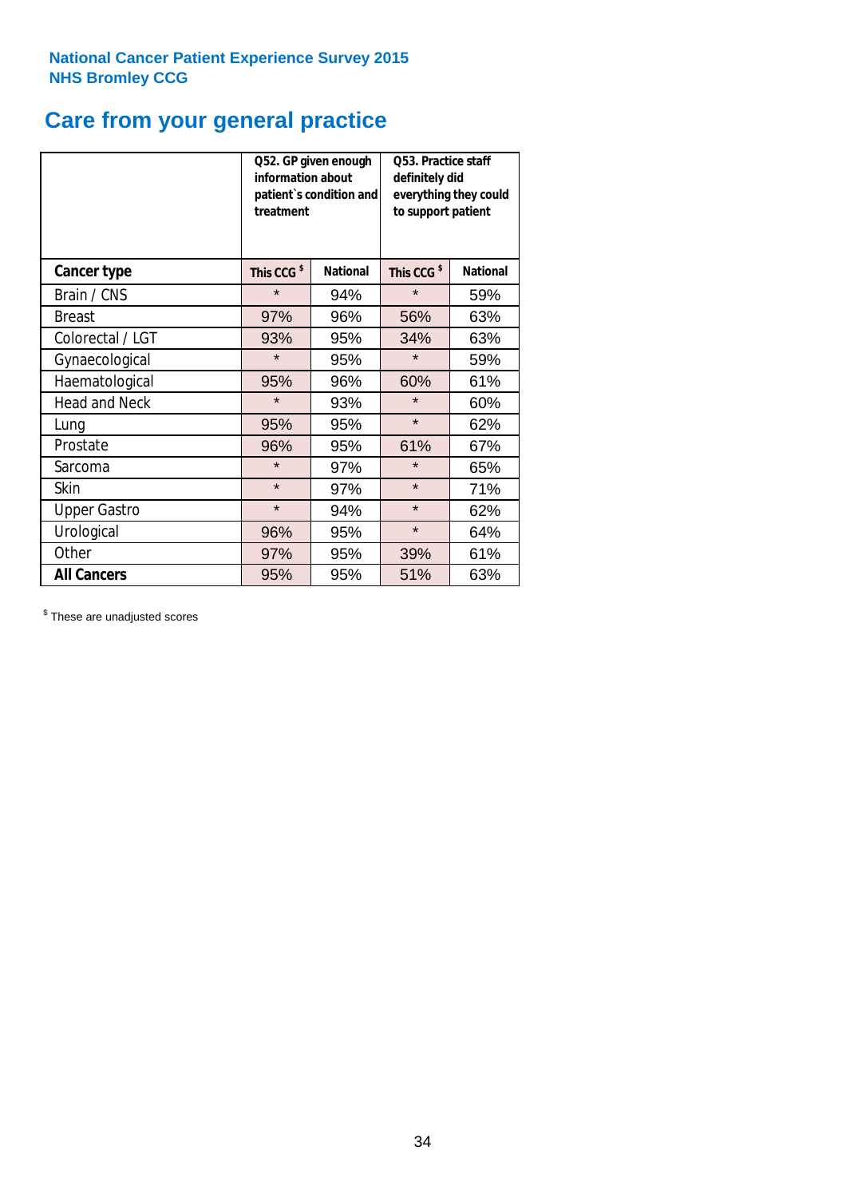**National Cancer Patient Experience Survey 2015**
**NHS Bromley CCG**

# Care from your general practice

| | Q52. GP given enough information about patient`s condition and treatment | | Q53. Practice staff definitely did everything they could to support patient | |
|---|---|---|---|---|
| **Cancer type** | **This CCG $** | **National** | **This CCG $** | **National** |
| Brain / CNS | * | 94% | * | 59% |
| Breast | 97% | 96% | 56% | 63% |
| Colorectal / LGT | 93% | 95% | 34% | 63% |
| Gynaecological | * | 95% | * | 59% |
| Haematological | 95% | 96% | 60% | 61% |
| Head and Neck | * | 93% | * | 60% |
| Lung | 95% | 95% | * | 62% |
| Prostate | 96% | 95% | 61% | 67% |
| Sarcoma | * | 97% | * | 65% |
| Skin | * | 97% | * | 71% |
| Upper Gastro | * | 94% | * | 62% |
| Urological | 96% | 95% | * | 64% |
| Other | 97% | 95% | 39% | 61% |
| **All Cancers** | 95% | 95% | 51% | 63% |

$ These are unadjusted scores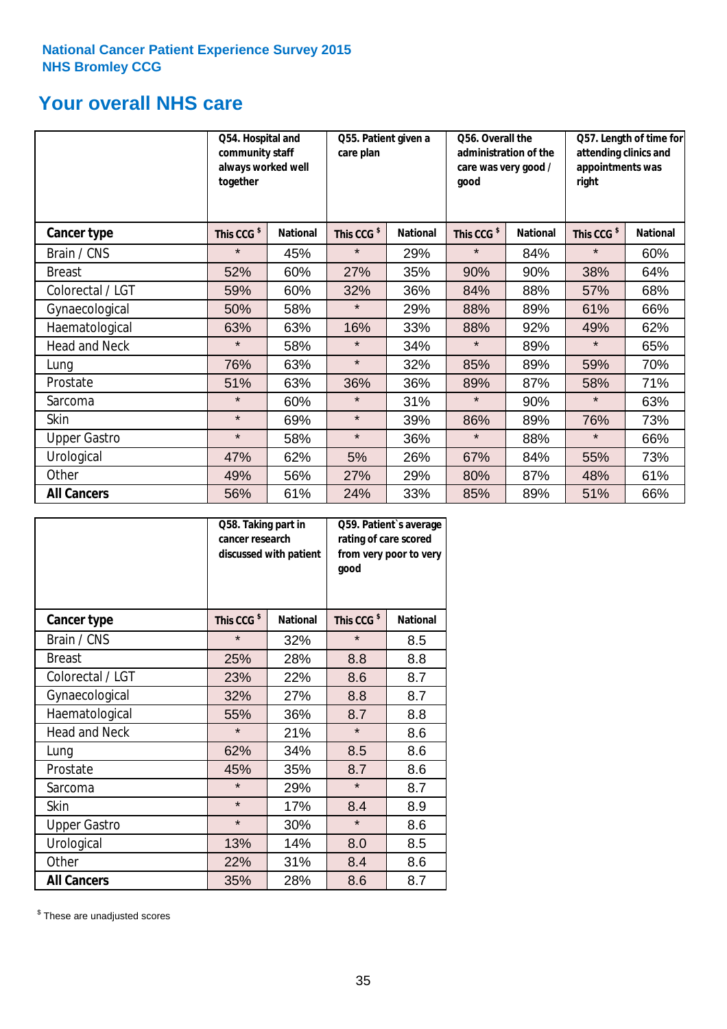National Cancer Patient Experience Survey 2015
NHS Bromley CCG

# Your overall NHS care

| | Q54. Hospital and community staff always worked well together | | Q55. Patient given a care plan | | Q56. Overall the administration of the care was very good / good | | Q57. Length of time for attending clinics and appointments was right | |
|---|---|---|---|---|---|---|---|---|
| **Cancer type** | This CCG $ | National | This CCG $ | National | This CCG $ | National | This CCG $ | National |
| Brain / CNS | * | 45% | * | 29% | * | 84% | * | 60% |
| Breast | 52% | 60% | 27% | 35% | 90% | 90% | 38% | 64% |
| Colorectal / LGT | 59% | 60% | 32% | 36% | 84% | 88% | 57% | 68% |
| Gynaecological | 50% | 58% | * | 29% | 88% | 89% | 61% | 66% |
| Haematological | 63% | 63% | 16% | 33% | 88% | 92% | 49% | 62% |
| Head and Neck | * | 58% | * | 34% | * | 89% | * | 65% |
| Lung | 76% | 63% | * | 32% | 85% | 89% | 59% | 70% |
| Prostate | 51% | 63% | 36% | 36% | 89% | 87% | 58% | 71% |
| Sarcoma | * | 60% | * | 31% | * | 90% | * | 63% |
| Skin | * | 69% | * | 39% | 86% | 89% | 76% | 73% |
| Upper Gastro | * | 58% | * | 36% | * | 88% | * | 66% |
| Urological | 47% | 62% | 5% | 26% | 67% | 84% | 55% | 73% |
| Other | 49% | 56% | 27% | 29% | 80% | 87% | 48% | 61% |
| **All Cancers** | 56% | 61% | 24% | 33% | 85% | 89% | 51% | 66% |

| | Q58. Taking part in cancer research discussed with patient | | Q59. Patient`s average rating of care scored from very poor to very good | |
|---|---|---|---|---|
| **Cancer type** | This CCG $ | National | This CCG $ | National |
| Brain / CNS | * | 32% | * | 8.5 |
| Breast | 25% | 28% | 8.8 | 8.8 |
| Colorectal / LGT | 23% | 22% | 8.6 | 8.7 |
| Gynaecological | 32% | 27% | 8.8 | 8.7 |
| Haematological | 55% | 36% | 8.7 | 8.8 |
| Head and Neck | * | 21% | * | 8.6 |
| Lung | 62% | 34% | 8.5 | 8.6 |
| Prostate | 45% | 35% | 8.7 | 8.6 |
| Sarcoma | * | 29% | * | 8.7 |
| Skin | * | 17% | 8.4 | 8.9 |
| Upper Gastro | * | 30% | * | 8.6 |
| Urological | 13% | 14% | 8.0 | 8.5 |
| Other | 22% | 31% | 8.4 | 8.6 |
| **All Cancers** | 35% | 28% | 8.6 | 8.7 |

$ These are unadjusted scores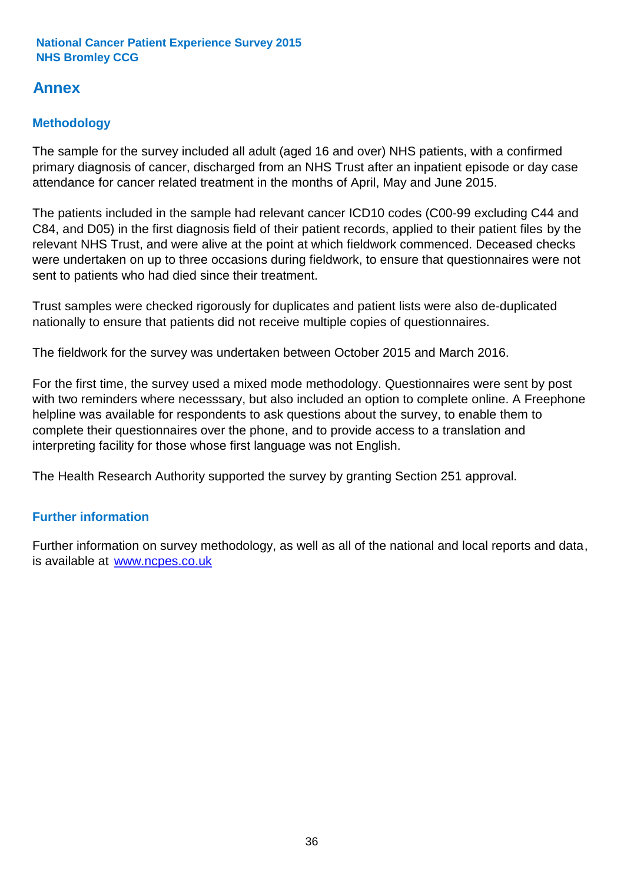# Annex

## Methodology

The sample for the survey included all adult (aged 16 and over) NHS patients, with a confirmed primary diagnosis of cancer, discharged from an NHS Trust after an inpatient episode or day case attendance for cancer related treatment in the months of April, May and June 2015.

The patients included in the sample had relevant cancer ICD10 codes (C00-99 excluding C44 and C84, and D05) in the first diagnosis field of their patient records, applied to their patient files by the relevant NHS Trust, and were alive at the point at which fieldwork commenced. Deceased checks were undertaken on up to three occasions during fieldwork, to ensure that questionnaires were not sent to patients who had died since their treatment.

Trust samples were checked rigorously for duplicates and patient lists were also de-duplicated nationally to ensure that patients did not receive multiple copies of questionnaires.

The fieldwork for the survey was undertaken between October 2015 and March 2016.

For the first time, the survey used a mixed mode methodology. Questionnaires were sent by post with two reminders where necesssary, but also included an option to complete online. A Freephone helpline was available for respondents to ask questions about the survey, to enable them to complete their questionnaires over the phone, and to provide access to a translation and interpreting facility for those whose first language was not English.

The Health Research Authority supported the survey by granting Section 251 approval.

## Further information

Further information on survey methodology, as well as all of the national and local reports and data, is available at [www.ncpes.co.uk](www.ncpes.co.uk)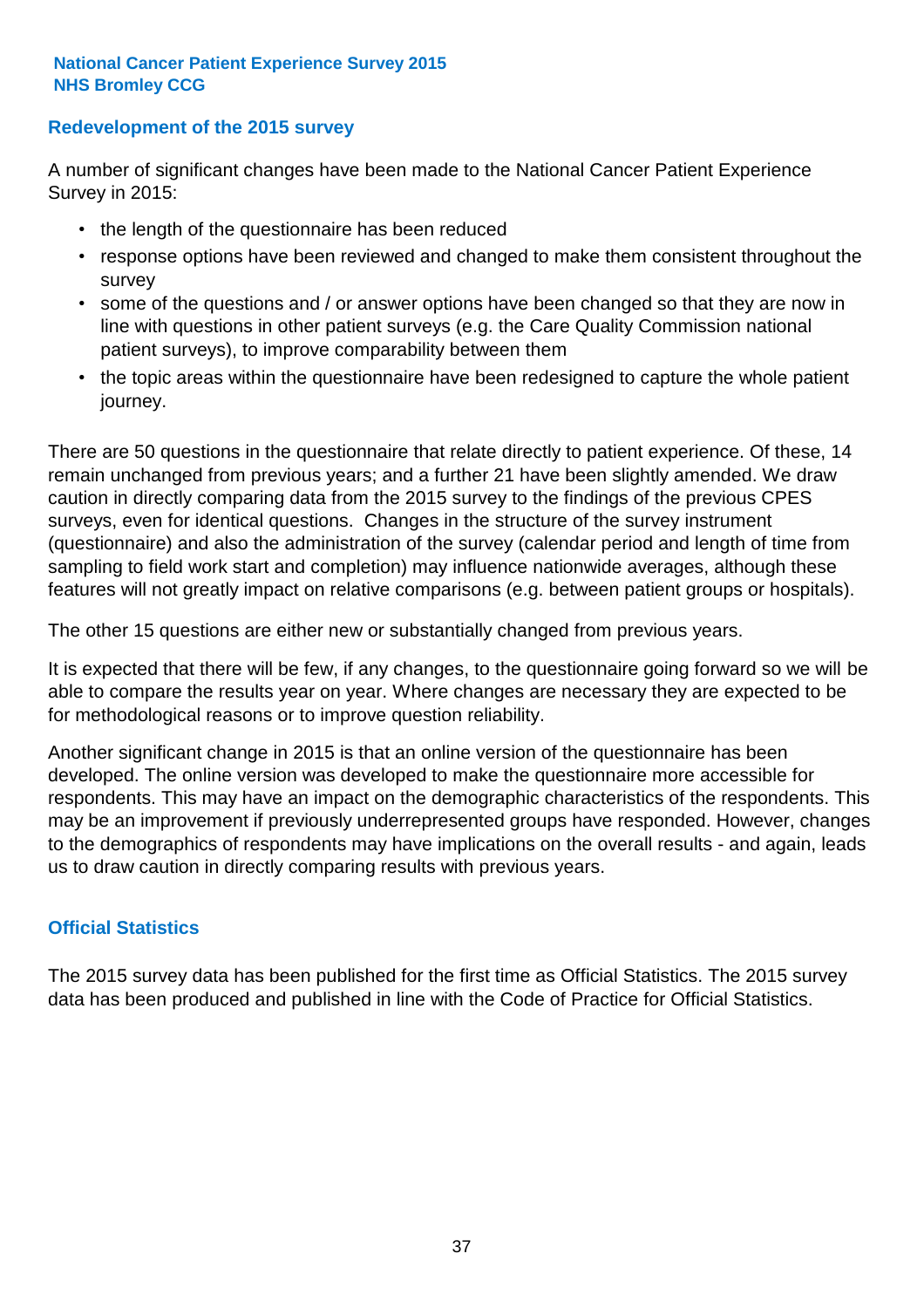## Redevelopment of the 2015 survey

A number of significant changes have been made to the National Cancer Patient Experience Survey in 2015:

- the length of the questionnaire has been reduced
- response options have been reviewed and changed to make them consistent throughout the survey
- some of the questions and / or answer options have been changed so that they are now in line with questions in other patient surveys (e.g. the Care Quality Commission national patient surveys), to improve comparability between them
- the topic areas within the questionnaire have been redesigned to capture the whole patient journey.

There are 50 questions in the questionnaire that relate directly to patient experience. Of these, 14 remain unchanged from previous years; and a further 21 have been slightly amended. We draw caution in directly comparing data from the 2015 survey to the findings of the previous CPES surveys, even for identical questions. Changes in the structure of the survey instrument (questionnaire) and also the administration of the survey (calendar period and length of time from sampling to field work start and completion) may influence nationwide averages, although these features will not greatly impact on relative comparisons (e.g. between patient groups or hospitals).

The other 15 questions are either new or substantially changed from previous years.

It is expected that there will be few, if any changes, to the questionnaire going forward so we will be able to compare the results year on year. Where changes are necessary they are expected to be for methodological reasons or to improve question reliability.

Another significant change in 2015 is that an online version of the questionnaire has been developed. The online version was developed to make the questionnaire more accessible for respondents. This may have an impact on the demographic characteristics of the respondents. This may be an improvement if previously underrepresented groups have responded. However, changes to the demographics of respondents may have implications on the overall results - and again, leads us to draw caution in directly comparing results with previous years.

## Official Statistics

The 2015 survey data has been published for the first time as Official Statistics. The 2015 survey data has been produced and published in line with the Code of Practice for Official Statistics.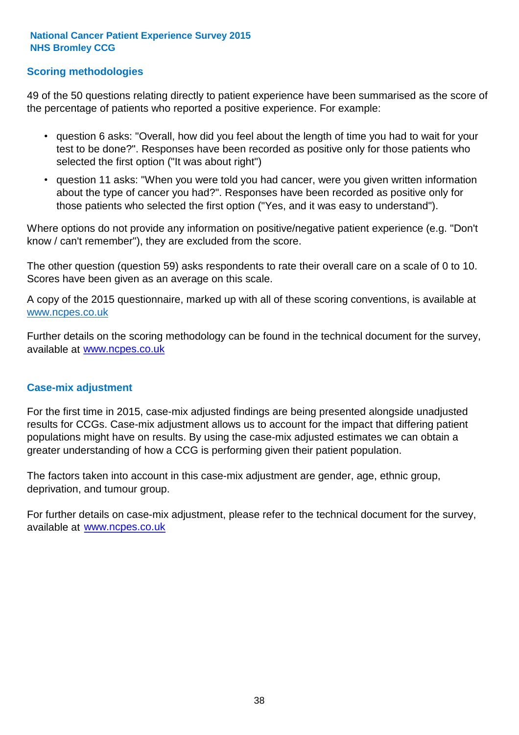## Scoring methodologies

49 of the 50 questions relating directly to patient experience have been summarised as the score of the percentage of patients who reported a positive experience. For example:

- question 6 asks: "Overall, how did you feel about the length of time you had to wait for your test to be done?". Responses have been recorded as positive only for those patients who selected the first option ("It was about right")
- question 11 asks: "When you were told you had cancer, were you given written information about the type of cancer you had?". Responses have been recorded as positive only for those patients who selected the first option ("Yes, and it was easy to understand").

Where options do not provide any information on positive/negative patient experience (e.g. "Don't know / can't remember"), they are excluded from the score.

The other question (question 59) asks respondents to rate their overall care on a scale of 0 to 10. Scores have been given as an average on this scale.

A copy of the 2015 questionnaire, marked up with all of these scoring conventions, is available at www.ncpes.co.uk

Further details on the scoring methodology can be found in the technical document for the survey, available at www.ncpes.co.uk

## Case-mix adjustment

For the first time in 2015, case-mix adjusted findings are being presented alongside unadjusted results for CCGs. Case-mix adjustment allows us to account for the impact that differing patient populations might have on results. By using the case-mix adjusted estimates we can obtain a greater understanding of how a CCG is performing given their patient population.

The factors taken into account in this case-mix adjustment are gender, age, ethnic group, deprivation, and tumour group.

For further details on case-mix adjustment, please refer to the technical document for the survey, available at www.ncpes.co.uk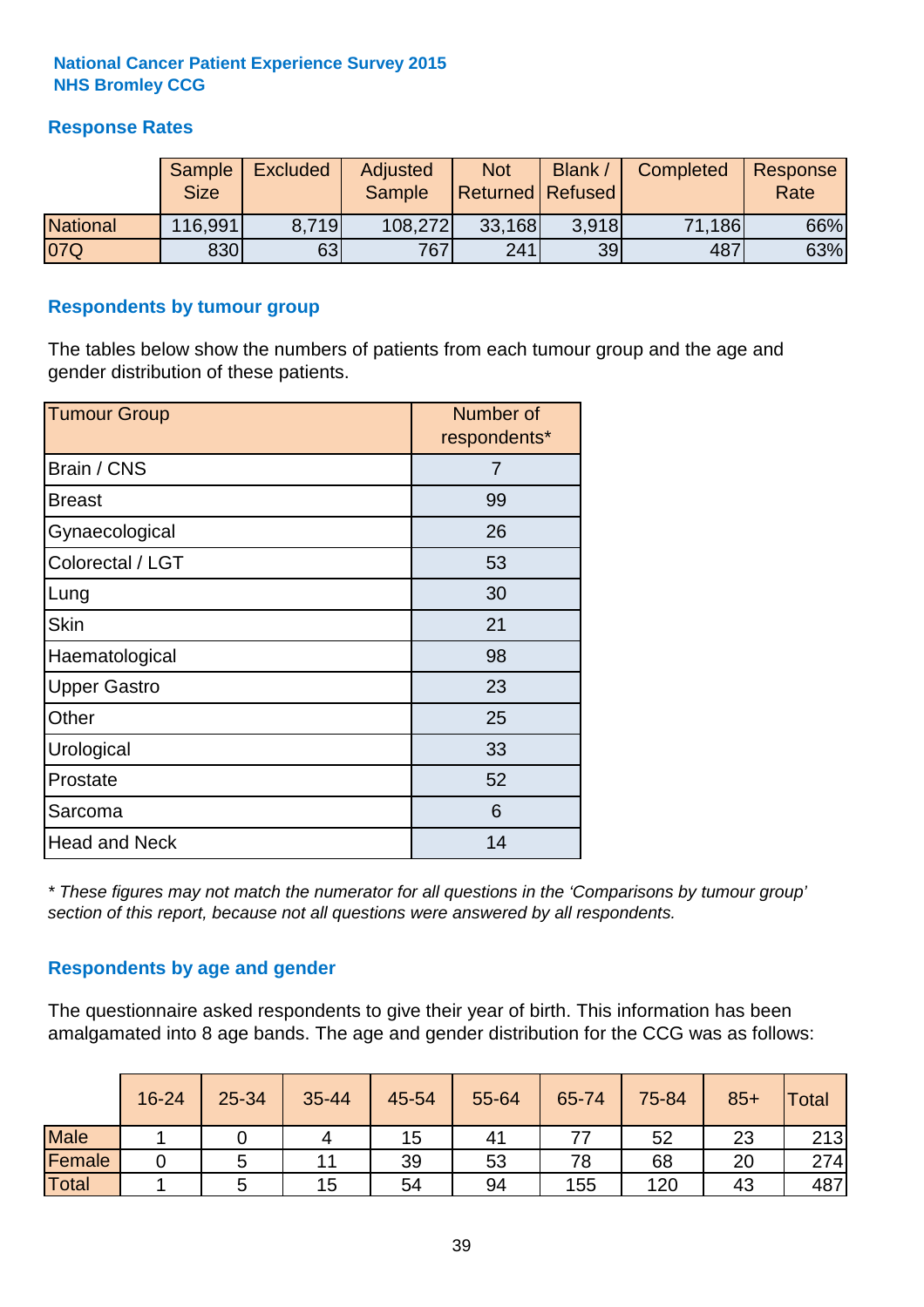**National Cancer Patient Experience Survey 2015**
**NHS Bromley CCG**

## Response Rates

| | Sample Size | Excluded | Adjusted Sample | Not Returned | Blank / Refused | Completed | Response Rate |
|---|---|---|---|---|---|---|---|
| National | 116,991 | 8,719 | 108,272 | 33,168 | 3,918 | 71,186 | 66% |
| 07Q | 830 | 63 | 767 | 241 | 39 | 487 | 63% |

## Respondents by tumour group

The tables below show the numbers of patients from each tumour group and the age and gender distribution of these patients.

| Tumour Group | Number of respondents* |
|---|---|
| Brain / CNS | 7 |
| Breast | 99 |
| Gynaecological | 26 |
| Colorectal / LGT | 53 |
| Lung | 30 |
| Skin | 21 |
| Haematological | 98 |
| Upper Gastro | 23 |
| Other | 25 |
| Urological | 33 |
| Prostate | 52 |
| Sarcoma | 6 |
| Head and Neck | 14 |

*\* These figures may not match the numerator for all questions in the 'Comparisons by tumour group' section of this report, because not all questions were answered by all respondents.*

## Respondents by age and gender

The questionnaire asked respondents to give their year of birth. This information has been amalgamated into 8 age bands. The age and gender distribution for the CCG was as follows:

| | 16-24 | 25-34 | 35-44 | 45-54 | 55-64 | 65-74 | 75-84 | 85+ | Total |
|---|---|---|---|---|---|---|---|---|---|
| Male | 1 | 0 | 4 | 15 | 41 | 77 | 52 | 23 | 213 |
| Female | 0 | 5 | 11 | 39 | 53 | 78 | 68 | 20 | 274 |
| Total | 1 | 5 | 15 | 54 | 94 | 155 | 120 | 43 | 487 |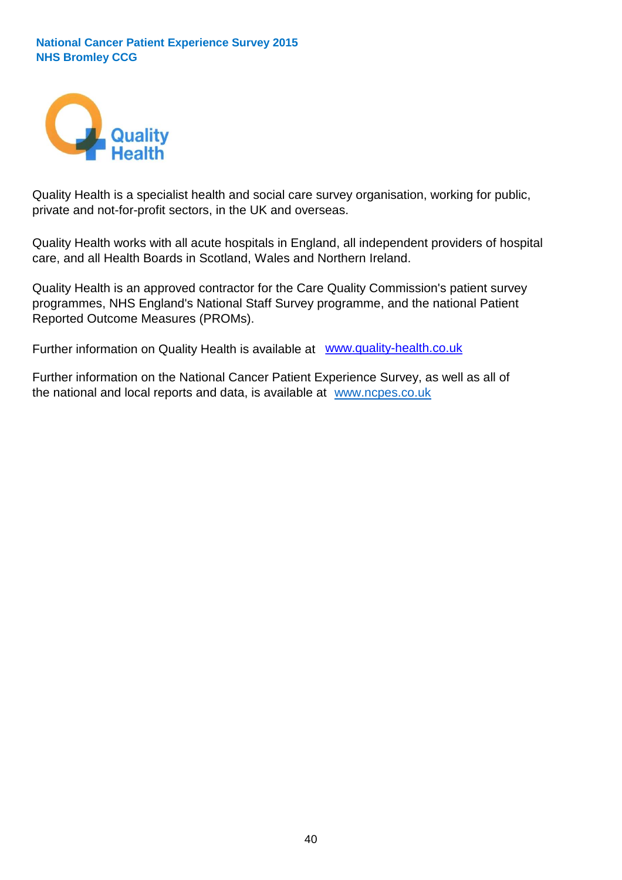Quality Health is a specialist health and social care survey organisation, working for public, private and not-for-profit sectors, in the UK and overseas.

Quality Health works with all acute hospitals in England, all independent providers of hospital care, and all Health Boards in Scotland, Wales and Northern Ireland.

Quality Health is an approved contractor for the Care Quality Commission's patient survey programmes, NHS England's National Staff Survey programme, and the national Patient Reported Outcome Measures (PROMs).

Further information on Quality Health is available at www.quality-health.co.uk

Further information on the National Cancer Patient Experience Survey, as well as all of the national and local reports and data, is available at www.ncpes.co.uk